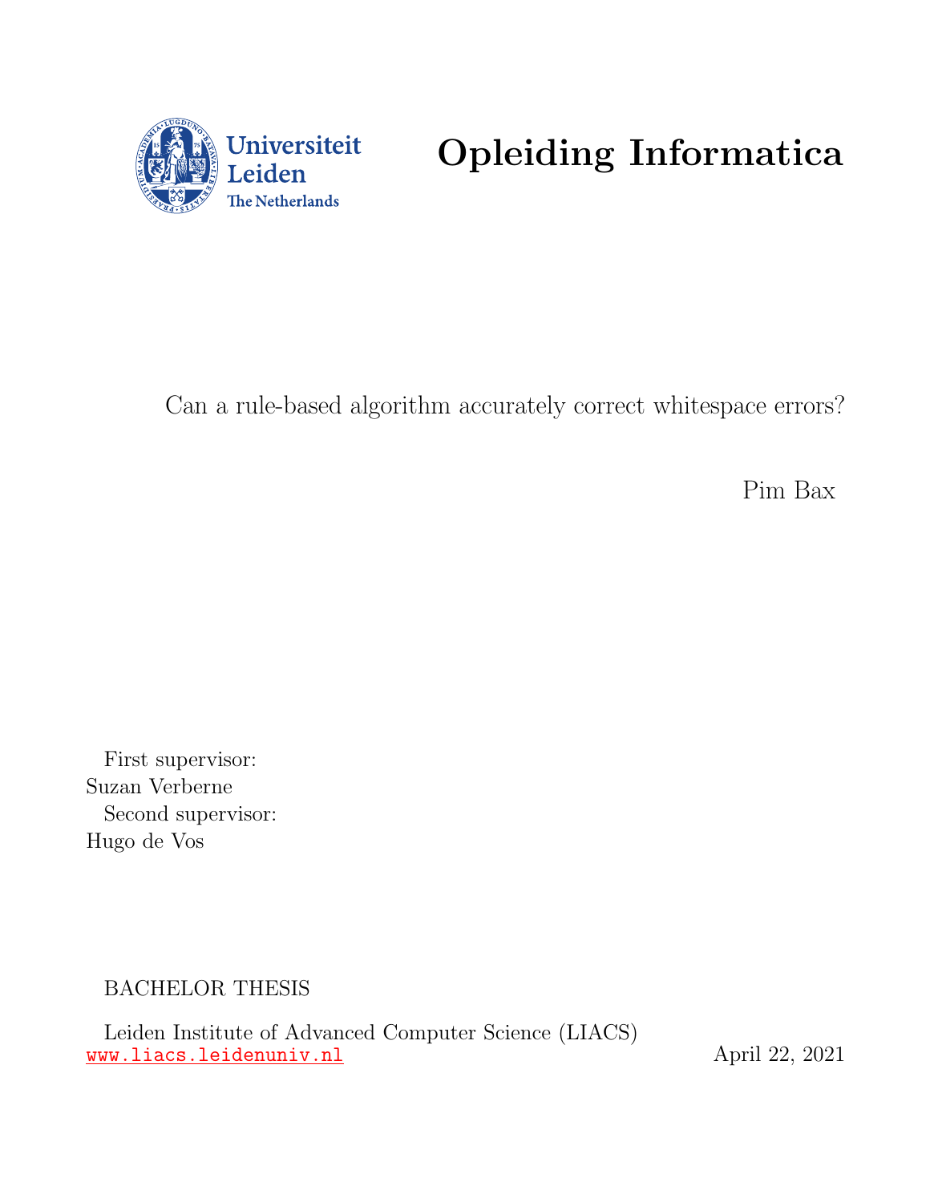Universiteit Leiden
The Netherlands

# Opleiding Informatica

Can a rule-based algorithm accurately correct whitespace errors?

Pim Bax

First supervisor:
Suzan Verberne
Second supervisor:
Hugo de Vos

BACHELOR THESIS

Leiden Institute of Advanced Computer Science (LIACS)
www.liacs.leidenuniv.nl

April 22, 2021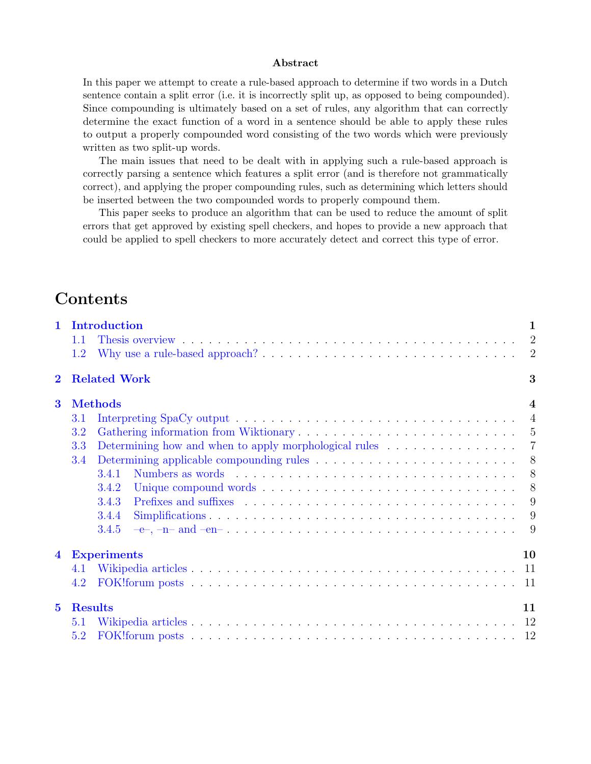**Abstract**

In this paper we attempt to create a rule-based approach to determine if two words in a Dutch sentence contain a split error (i.e. it is incorrectly split up, as opposed to being compounded). Since compounding is ultimately based on a set of rules, any algorithm that can correctly determine the exact function of a word in a sentence should be able to apply these rules to output a properly compounded word consisting of the two words which were previously written as two split-up words.

The main issues that need to be dealt with in applying such a rule-based approach is correctly parsing a sentence which features a split error (and is therefore not grammatically correct), and applying the proper compounding rules, such as determining which letters should be inserted between the two compounded words to properly compound them.

This paper seeks to produce an algorithm that can be used to reduce the amount of split errors that get approved by existing spell checkers, and hopes to provide a new approach that could be applied to spell checkers to more accurately detect and correct this type of error.

# Contents

- **1 Introduction** — 1
  - 1.1 Thesis overview — 2
  - 1.2 Why use a rule-based approach? — 2
- **2 Related Work** — 3
- **3 Methods** — 4
  - 3.1 Interpreting SpaCy output — 4
  - 3.2 Gathering information from Wiktionary — 5
  - 3.3 Determining how and when to apply morphological rules — 7
  - 3.4 Determining applicable compounding rules — 8
    - 3.4.1 Numbers as words — 8
    - 3.4.2 Unique compound words — 8
    - 3.4.3 Prefixes and suffixes — 9
    - 3.4.4 Simplifications — 9
    - 3.4.5 –e–, –n– and –en– — 9
- **4 Experiments** — 10
  - 4.1 Wikipedia articles — 11
  - 4.2 FOK!forum posts — 11
- **5 Results** — 11
  - 5.1 Wikipedia articles — 12
  - 5.2 FOK!forum posts — 12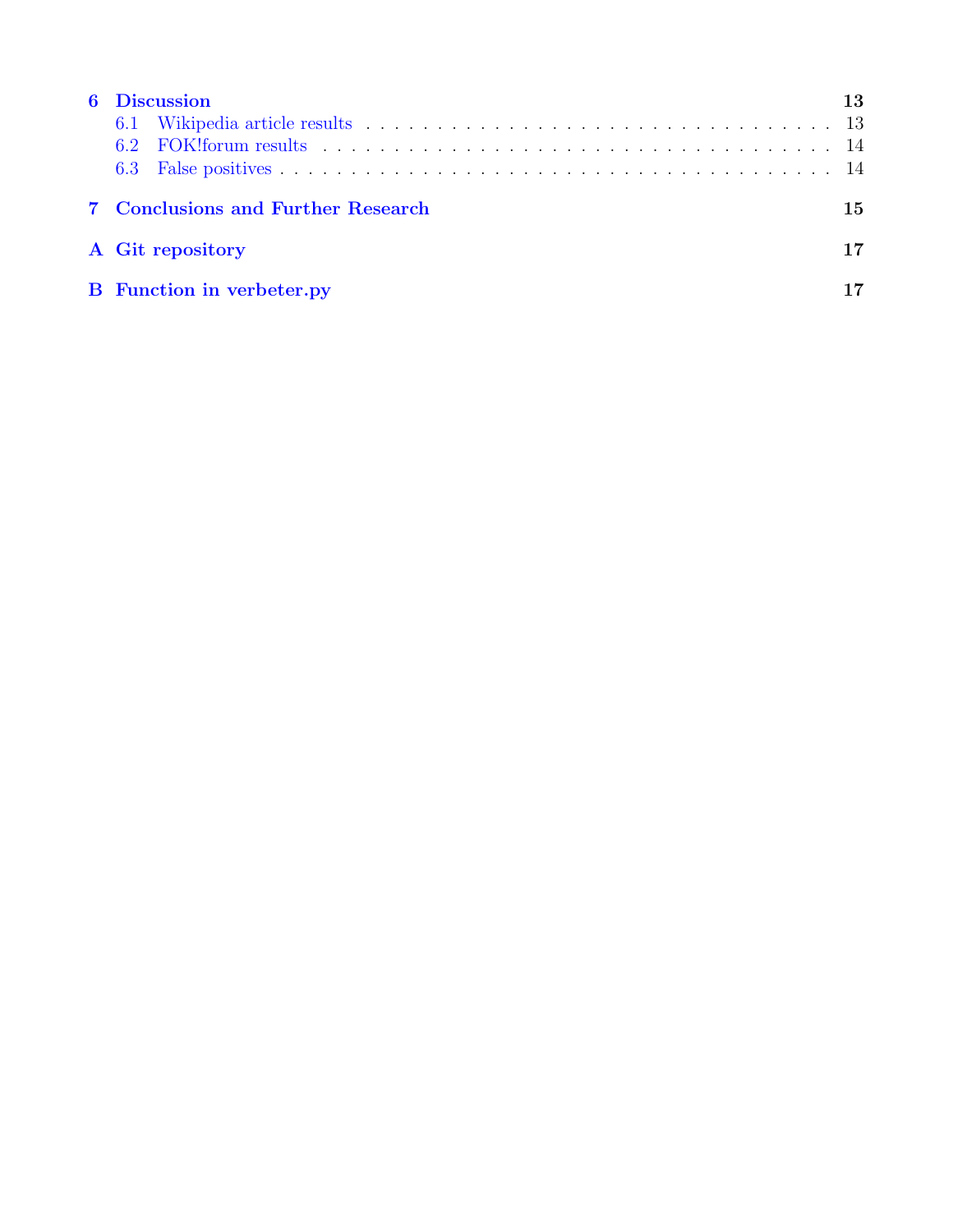**6 Discussion** — 13
- 6.1 Wikipedia article results — 13
- 6.2 FOK!forum results — 14
- 6.3 False positives — 14

**7 Conclusions and Further Research** — 15

**A Git repository** — 17

**B Function in verbeter.py** — 17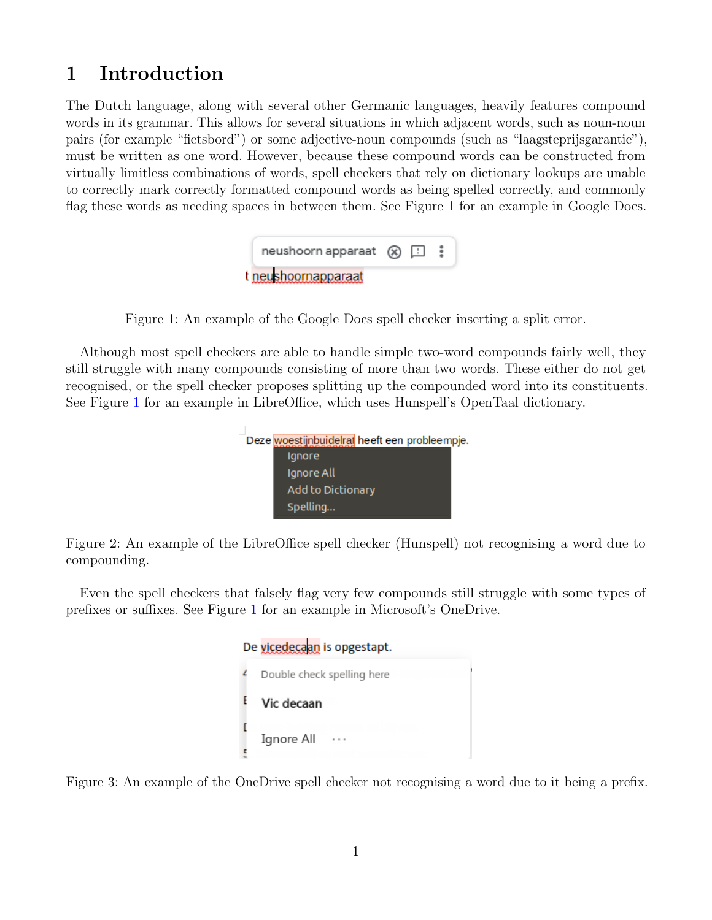# 1 Introduction

The Dutch language, along with several other Germanic languages, heavily features compound words in its grammar. This allows for several situations in which adjacent words, such as noun-noun pairs (for example "fietsbord") or some adjective-noun compounds (such as "laagsteprijsgarantie"), must be written as one word. However, because these compound words can be constructed from virtually limitless combinations of words, spell checkers that rely on dictionary lookups are unable to correctly mark correctly formatted compound words as being spelled correctly, and commonly flag these words as needing spaces in between them. See Figure 1 for an example in Google Docs.

Figure 1: An example of the Google Docs spell checker inserting a split error.

Although most spell checkers are able to handle simple two-word compounds fairly well, they still struggle with many compounds consisting of more than two words. These either do not get recognised, or the spell checker proposes splitting up the compounded word into its constituents. See Figure 1 for an example in LibreOffice, which uses Hunspell's OpenTaal dictionary.

Figure 2: An example of the LibreOffice spell checker (Hunspell) not recognising a word due to compounding.

Even the spell checkers that falsely flag very few compounds still struggle with some types of prefixes or suffixes. See Figure 1 for an example in Microsoft's OneDrive.

Figure 3: An example of the OneDrive spell checker not recognising a word due to it being a prefix.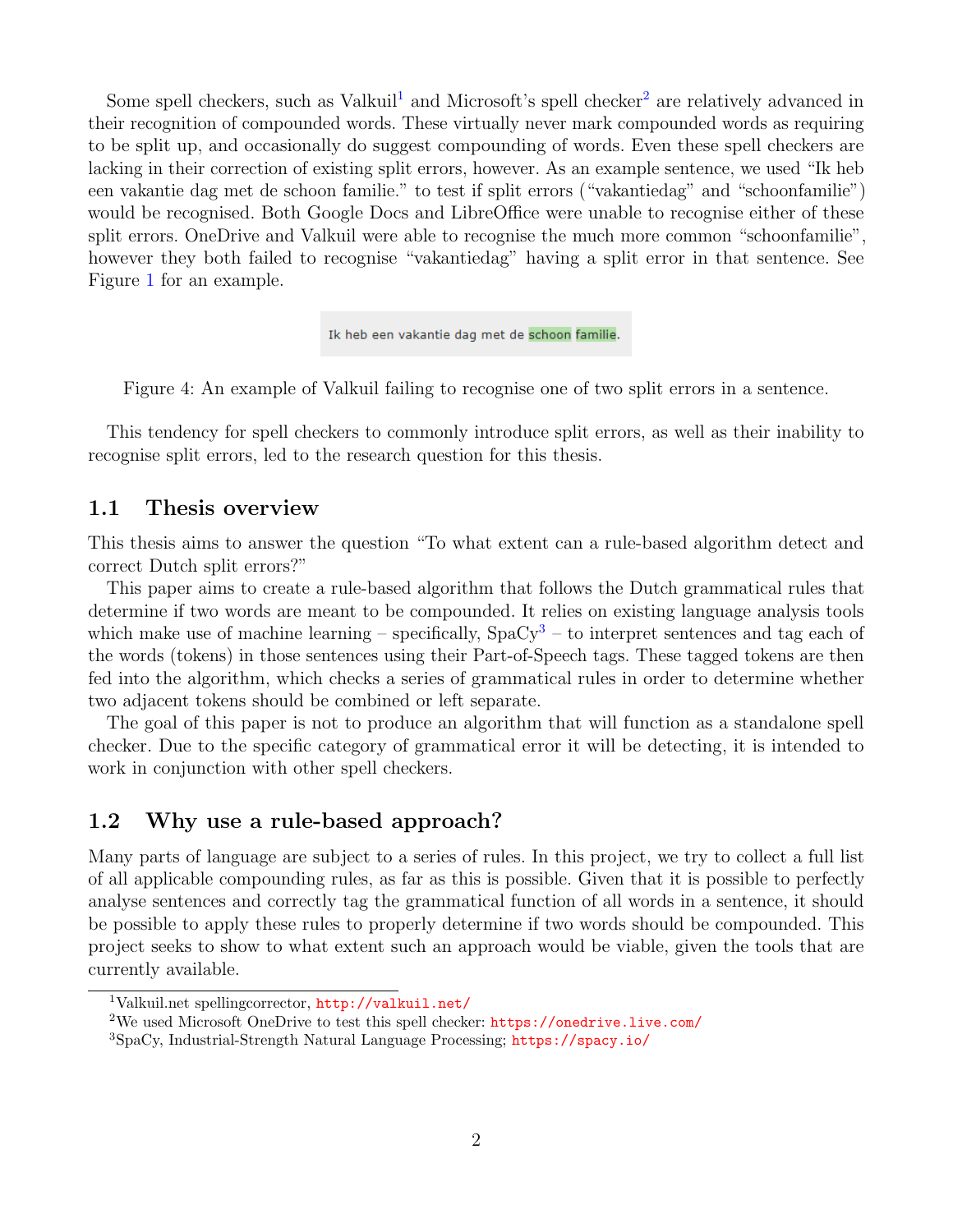Some spell checkers, such as Valkuil[1] and Microsoft's spell checker[2] are relatively advanced in their recognition of compounded words. These virtually never mark compounded words as requiring to be split up, and occasionally do suggest compounding of words. Even these spell checkers are lacking in their correction of existing split errors, however. As an example sentence, we used "Ik heb een vakantie dag met de schoon familie." to test if split errors ("vakantiedag" and "schoonfamilie") would be recognised. Both Google Docs and LibreOffice were unable to recognise either of these split errors. OneDrive and Valkuil were able to recognise the much more common "schoonfamilie", however they both failed to recognise "vakantiedag" having a split error in that sentence. See Figure 1 for an example.

Ik heb een vakantie dag met de schoon familie.

Figure 4: An example of Valkuil failing to recognise one of two split errors in a sentence.

This tendency for spell checkers to commonly introduce split errors, as well as their inability to recognise split errors, led to the research question for this thesis.

## 1.1 Thesis overview

This thesis aims to answer the question "To what extent can a rule-based algorithm detect and correct Dutch split errors?"

This paper aims to create a rule-based algorithm that follows the Dutch grammatical rules that determine if two words are meant to be compounded. It relies on existing language analysis tools which make use of machine learning – specifically, SpaCy[3] – to interpret sentences and tag each of the words (tokens) in those sentences using their Part-of-Speech tags. These tagged tokens are then fed into the algorithm, which checks a series of grammatical rules in order to determine whether two adjacent tokens should be combined or left separate.

The goal of this paper is not to produce an algorithm that will function as a standalone spell checker. Due to the specific category of grammatical error it will be detecting, it is intended to work in conjunction with other spell checkers.

## 1.2 Why use a rule-based approach?

Many parts of language are subject to a series of rules. In this project, we try to collect a full list of all applicable compounding rules, as far as this is possible. Given that it is possible to perfectly analyse sentences and correctly tag the grammatical function of all words in a sentence, it should be possible to apply these rules to properly determine if two words should be compounded. This project seeks to show to what extent such an approach would be viable, given the tools that are currently available.

[1] Valkuil.net spellingcorrector, http://valkuil.net/

[2] We used Microsoft OneDrive to test this spell checker: https://onedrive.live.com/

[3] SpaCy, Industrial-Strength Natural Language Processing; https://spacy.io/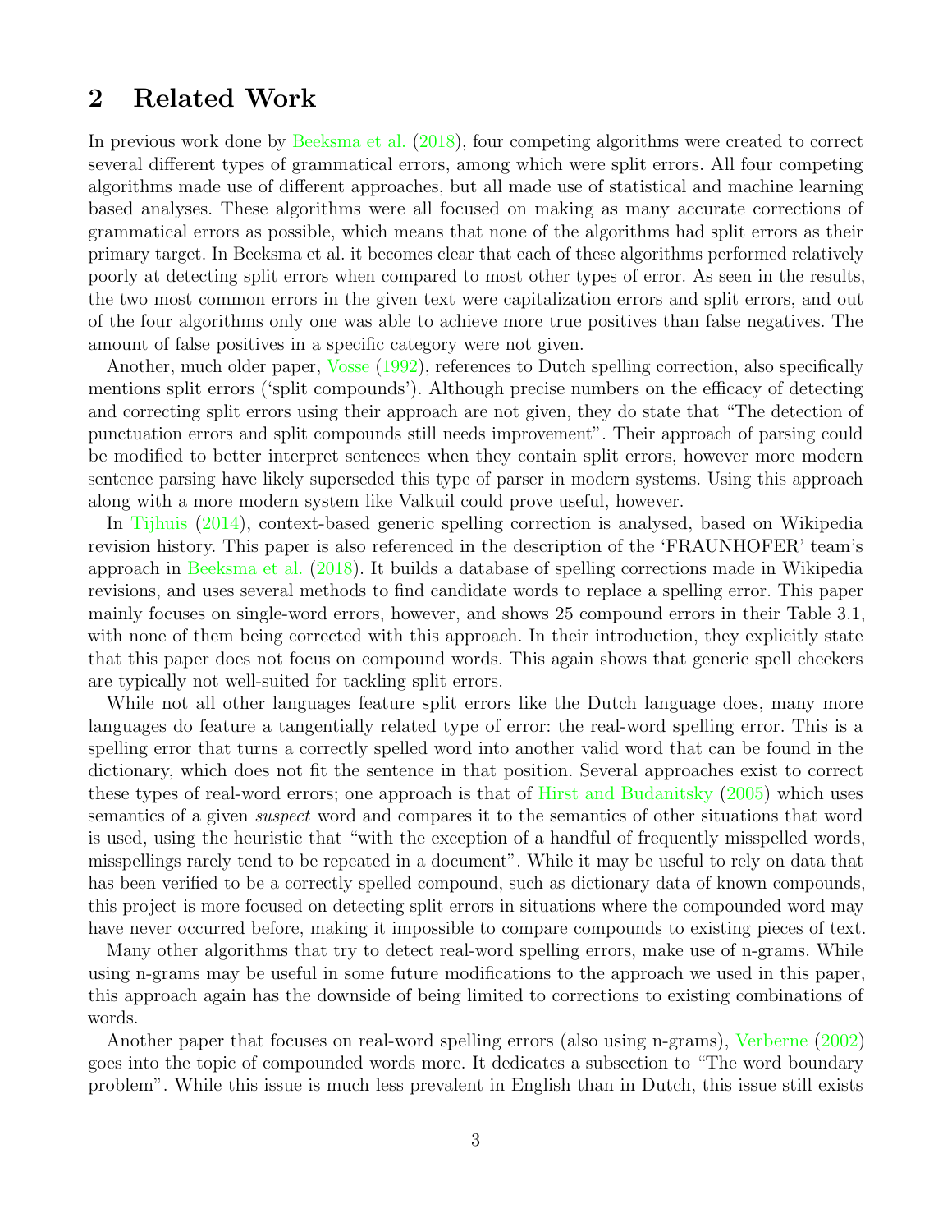## 2 Related Work

In previous work done by Beeksma et al. (2018), four competing algorithms were created to correct several different types of grammatical errors, among which were split errors. All four competing algorithms made use of different approaches, but all made use of statistical and machine learning based analyses. These algorithms were all focused on making as many accurate corrections of grammatical errors as possible, which means that none of the algorithms had split errors as their primary target. In Beeksma et al. it becomes clear that each of these algorithms performed relatively poorly at detecting split errors when compared to most other types of error. As seen in the results, the two most common errors in the given text were capitalization errors and split errors, and out of the four algorithms only one was able to achieve more true positives than false negatives. The amount of false positives in a specific category were not given.

Another, much older paper, Vosse (1992), references to Dutch spelling correction, also specifically mentions split errors ('split compounds'). Although precise numbers on the efficacy of detecting and correcting split errors using their approach are not given, they do state that "The detection of punctuation errors and split compounds still needs improvement". Their approach of parsing could be modified to better interpret sentences when they contain split errors, however more modern sentence parsing have likely superseded this type of parser in modern systems. Using this approach along with a more modern system like Valkuil could prove useful, however.

In Tijhuis (2014), context-based generic spelling correction is analysed, based on Wikipedia revision history. This paper is also referenced in the description of the 'FRAUNHOFER' team's approach in Beeksma et al. (2018). It builds a database of spelling corrections made in Wikipedia revisions, and uses several methods to find candidate words to replace a spelling error. This paper mainly focuses on single-word errors, however, and shows 25 compound errors in their Table 3.1, with none of them being corrected with this approach. In their introduction, they explicitly state that this paper does not focus on compound words. This again shows that generic spell checkers are typically not well-suited for tackling split errors.

While not all other languages feature split errors like the Dutch language does, many more languages do feature a tangentially related type of error: the real-word spelling error. This is a spelling error that turns a correctly spelled word into another valid word that can be found in the dictionary, which does not fit the sentence in that position. Several approaches exist to correct these types of real-word errors; one approach is that of Hirst and Budanitsky (2005) which uses semantics of a given *suspect* word and compares it to the semantics of other situations that word is used, using the heuristic that "with the exception of a handful of frequently misspelled words, misspellings rarely tend to be repeated in a document". While it may be useful to rely on data that has been verified to be a correctly spelled compound, such as dictionary data of known compounds, this project is more focused on detecting split errors in situations where the compounded word may have never occurred before, making it impossible to compare compounds to existing pieces of text.

Many other algorithms that try to detect real-word spelling errors, make use of n-grams. While using n-grams may be useful in some future modifications to the approach we used in this paper, this approach again has the downside of being limited to corrections to existing combinations of words.

Another paper that focuses on real-word spelling errors (also using n-grams), Verberne (2002) goes into the topic of compounded words more. It dedicates a subsection to "The word boundary problem". While this issue is much less prevalent in English than in Dutch, this issue still exists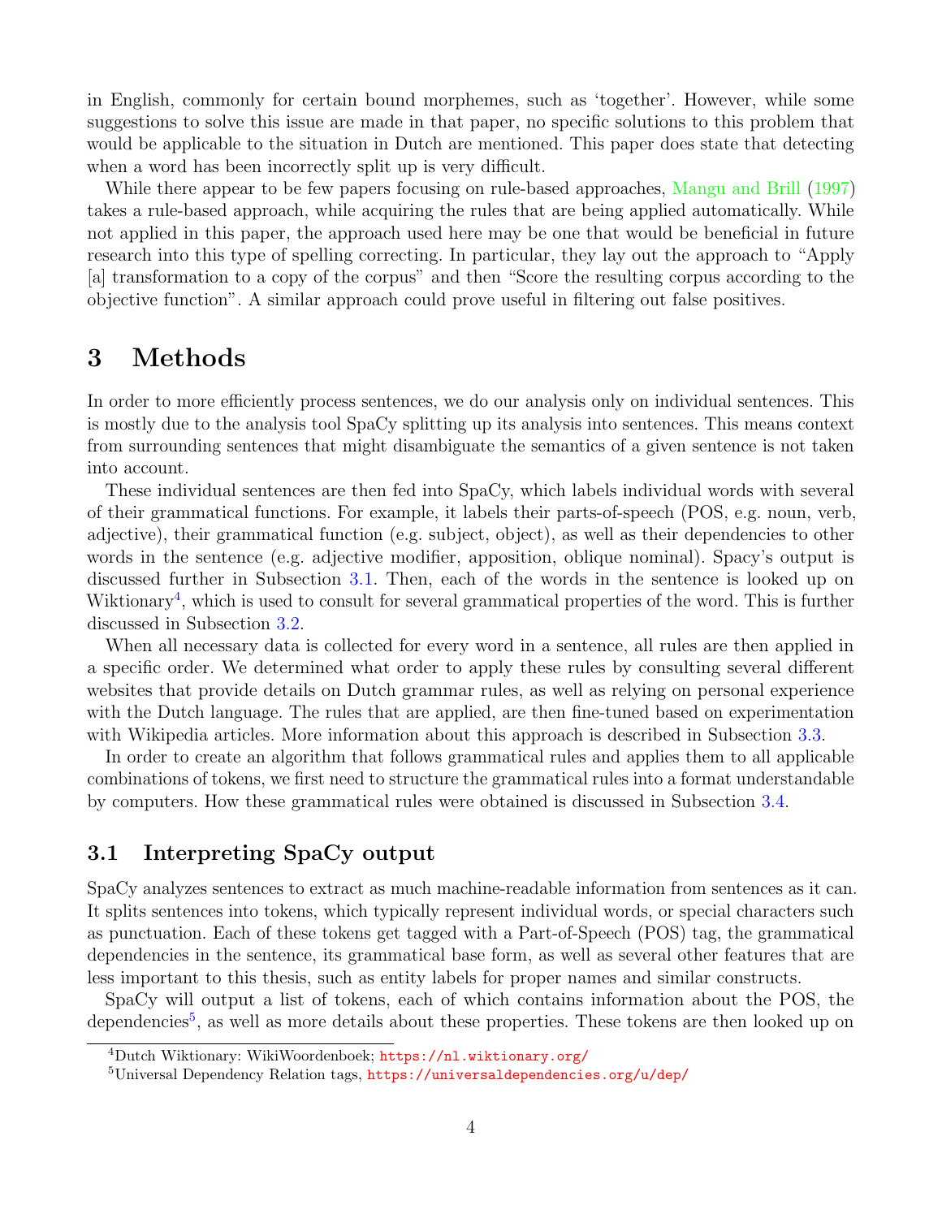in English, commonly for certain bound morphemes, such as 'together'. However, while some suggestions to solve this issue are made in that paper, no specific solutions to this problem that would be applicable to the situation in Dutch are mentioned. This paper does state that detecting when a word has been incorrectly split up is very difficult.

While there appear to be few papers focusing on rule-based approaches, Mangu and Brill (1997) takes a rule-based approach, while acquiring the rules that are being applied automatically. While not applied in this paper, the approach used here may be one that would be beneficial in future research into this type of spelling correcting. In particular, they lay out the approach to "Apply [a] transformation to a copy of the corpus" and then "Score the resulting corpus according to the objective function". A similar approach could prove useful in filtering out false positives.

# 3 Methods

In order to more efficiently process sentences, we do our analysis only on individual sentences. This is mostly due to the analysis tool SpaCy splitting up its analysis into sentences. This means context from surrounding sentences that might disambiguate the semantics of a given sentence is not taken into account.

These individual sentences are then fed into SpaCy, which labels individual words with several of their grammatical functions. For example, it labels their parts-of-speech (POS, e.g. noun, verb, adjective), their grammatical function (e.g. subject, object), as well as their dependencies to other words in the sentence (e.g. adjective modifier, apposition, oblique nominal). Spacy's output is discussed further in Subsection 3.1. Then, each of the words in the sentence is looked up on Wiktionary[4], which is used to consult for several grammatical properties of the word. This is further discussed in Subsection 3.2.

When all necessary data is collected for every word in a sentence, all rules are then applied in a specific order. We determined what order to apply these rules by consulting several different websites that provide details on Dutch grammar rules, as well as relying on personal experience with the Dutch language. The rules that are applied, are then fine-tuned based on experimentation with Wikipedia articles. More information about this approach is described in Subsection 3.3.

In order to create an algorithm that follows grammatical rules and applies them to all applicable combinations of tokens, we first need to structure the grammatical rules into a format understandable by computers. How these grammatical rules were obtained is discussed in Subsection 3.4.

## 3.1 Interpreting SpaCy output

SpaCy analyzes sentences to extract as much machine-readable information from sentences as it can. It splits sentences into tokens, which typically represent individual words, or special characters such as punctuation. Each of these tokens get tagged with a Part-of-Speech (POS) tag, the grammatical dependencies in the sentence, its grammatical base form, as well as several other features that are less important to this thesis, such as entity labels for proper names and similar constructs.

SpaCy will output a list of tokens, each of which contains information about the POS, the dependencies[5], as well as more details about these properties. These tokens are then looked up on

[4]Dutch Wiktionary: WikiWoordenboek; https://nl.wiktionary.org/

[5]Universal Dependency Relation tags, https://universaldependencies.org/u/dep/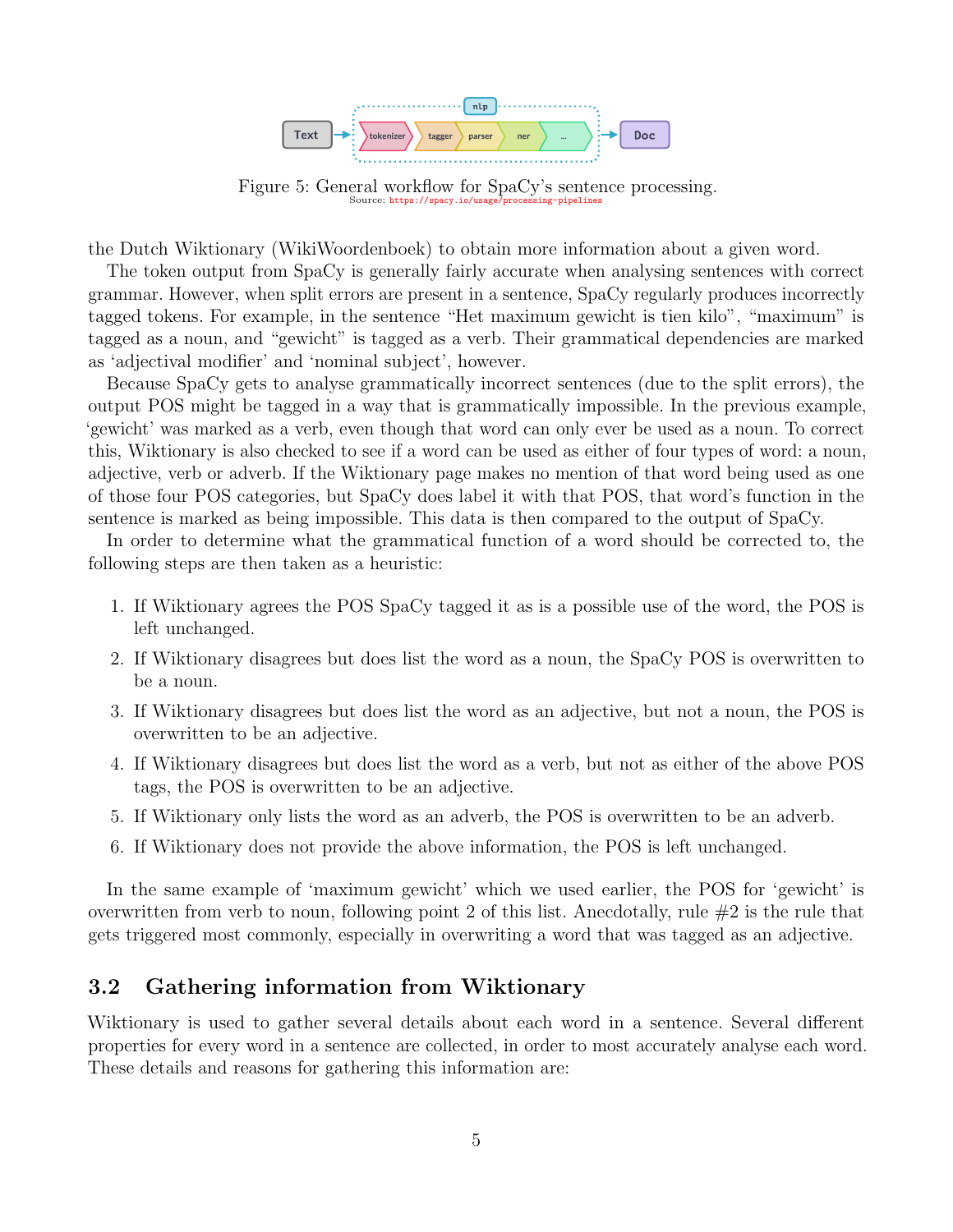Figure 5: General workflow for SpaCy's sentence processing.
Source: https://spacy.io/usage/processing-pipelines

the Dutch Wiktionary (WikiWoordenboek) to obtain more information about a given word.

The token output from SpaCy is generally fairly accurate when analysing sentences with correct grammar. However, when split errors are present in a sentence, SpaCy regularly produces incorrectly tagged tokens. For example, in the sentence "Het maximum gewicht is tien kilo", "maximum" is tagged as a noun, and "gewicht" is tagged as a verb. Their grammatical dependencies are marked as 'adjectival modifier' and 'nominal subject', however.

Because SpaCy gets to analyse grammatically incorrect sentences (due to the split errors), the output POS might be tagged in a way that is grammatically impossible. In the previous example, 'gewicht' was marked as a verb, even though that word can only ever be used as a noun. To correct this, Wiktionary is also checked to see if a word can be used as either of four types of word: a noun, adjective, verb or adverb. If the Wiktionary page makes no mention of that word being used as one of those four POS categories, but SpaCy does label it with that POS, that word's function in the sentence is marked as being impossible. This data is then compared to the output of SpaCy.

In order to determine what the grammatical function of a word should be corrected to, the following steps are then taken as a heuristic:

1. If Wiktionary agrees the POS SpaCy tagged it as is a possible use of the word, the POS is left unchanged.
2. If Wiktionary disagrees but does list the word as a noun, the SpaCy POS is overwritten to be a noun.
3. If Wiktionary disagrees but does list the word as an adjective, but not a noun, the POS is overwritten to be an adjective.
4. If Wiktionary disagrees but does list the word as a verb, but not as either of the above POS tags, the POS is overwritten to be an adjective.
5. If Wiktionary only lists the word as an adverb, the POS is overwritten to be an adverb.
6. If Wiktionary does not provide the above information, the POS is left unchanged.

In the same example of 'maximum gewicht' which we used earlier, the POS for 'gewicht' is overwritten from verb to noun, following point 2 of this list. Anecdotally, rule #2 is the rule that gets triggered most commonly, especially in overwriting a word that was tagged as an adjective.

## 3.2 Gathering information from Wiktionary

Wiktionary is used to gather several details about each word in a sentence. Several different properties for every word in a sentence are collected, in order to most accurately analyse each word. These details and reasons for gathering this information are: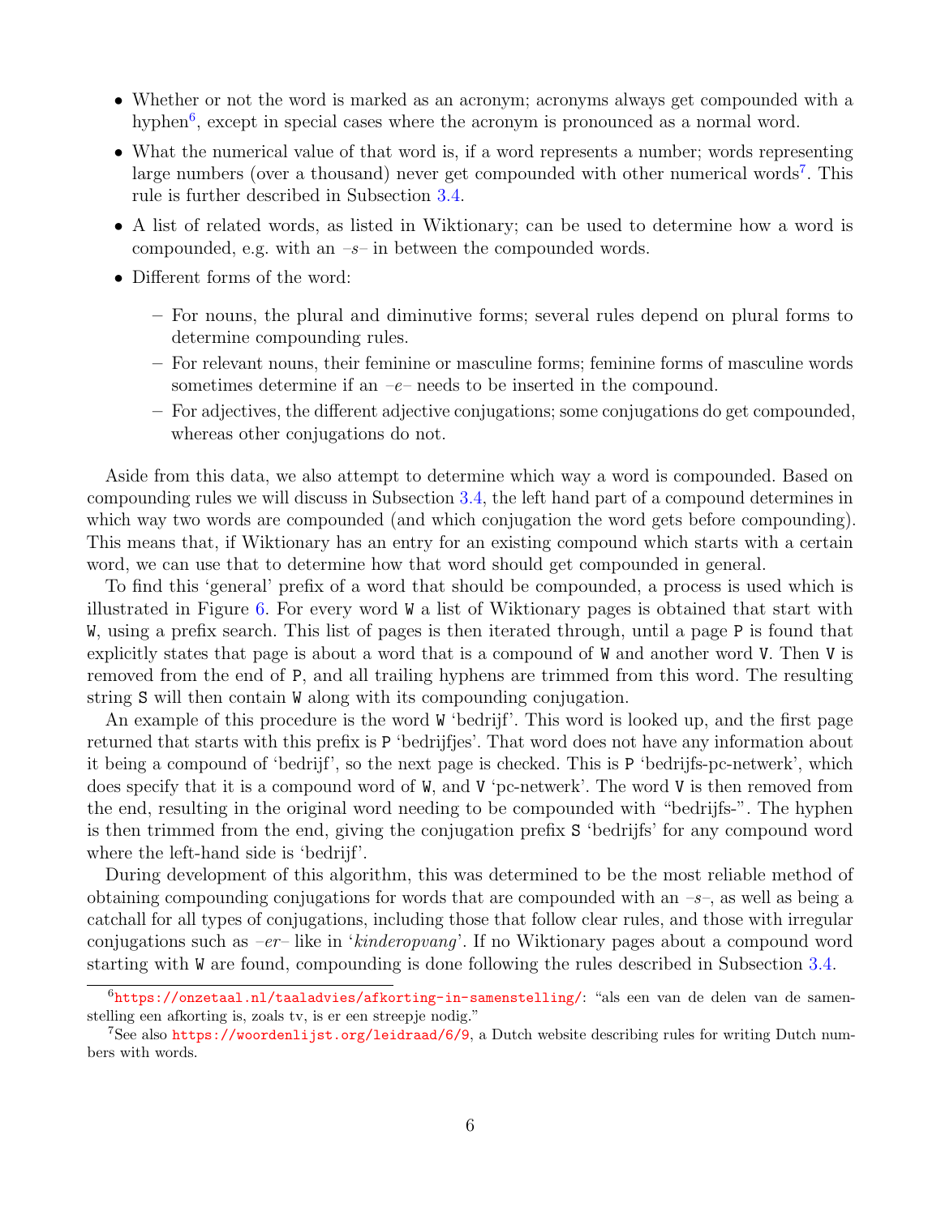- Whether or not the word is marked as an acronym; acronyms always get compounded with a hyphen[6], except in special cases where the acronym is pronounced as a normal word.
- What the numerical value of that word is, if a word represents a number; words representing large numbers (over a thousand) never get compounded with other numerical words[7]. This rule is further described in Subsection 3.4.
- A list of related words, as listed in Wiktionary; can be used to determine how a word is compounded, e.g. with an *–s–* in between the compounded words.
- Different forms of the word:
  - For nouns, the plural and diminutive forms; several rules depend on plural forms to determine compounding rules.
  - For relevant nouns, their feminine or masculine forms; feminine forms of masculine words sometimes determine if an *–e–* needs to be inserted in the compound.
  - For adjectives, the different adjective conjugations; some conjugations do get compounded, whereas other conjugations do not.

Aside from this data, we also attempt to determine which way a word is compounded. Based on compounding rules we will discuss in Subsection 3.4, the left hand part of a compound determines in which way two words are compounded (and which conjugation the word gets before compounding). This means that, if Wiktionary has an entry for an existing compound which starts with a certain word, we can use that to determine how that word should get compounded in general.

To find this 'general' prefix of a word that should be compounded, a process is used which is illustrated in Figure 6. For every word `W` a list of Wiktionary pages is obtained that start with `W`, using a prefix search. This list of pages is then iterated through, until a page `P` is found that explicitly states that page is about a word that is a compound of `W` and another word `V`. Then `V` is removed from the end of `P`, and all trailing hyphens are trimmed from this word. The resulting string `S` will then contain `W` along with its compounding conjugation.

An example of this procedure is the word `W` 'bedrijf'. This word is looked up, and the first page returned that starts with this prefix is `P` 'bedrijfjes'. That word does not have any information about it being a compound of 'bedrijf', so the next page is checked. This is `P` 'bedrijfs-pc-netwerk', which does specify that it is a compound word of `W`, and `V` 'pc-netwerk'. The word `V` is then removed from the end, resulting in the original word needing to be compounded with "bedrijfs-". The hyphen is then trimmed from the end, giving the conjugation prefix `S` 'bedrijfs' for any compound word where the left-hand side is 'bedrijf'.

During development of this algorithm, this was determined to be the most reliable method of obtaining compounding conjugations for words that are compounded with an *–s–*, as well as being a catchall for all types of conjugations, including those that follow clear rules, and those with irregular conjugations such as *–er–* like in '*kinderopvang*'. If no Wiktionary pages about a compound word starting with `W` are found, compounding is done following the rules described in Subsection 3.4.

[6] https://onzetaal.nl/taaladvies/afkorting-in-samenstelling/: "als een van de delen van de samenstelling een afkorting is, zoals tv, is er een streepje nodig."

[7] See also https://woordenlijst.org/leidraad/6/9, a Dutch website describing rules for writing Dutch numbers with words.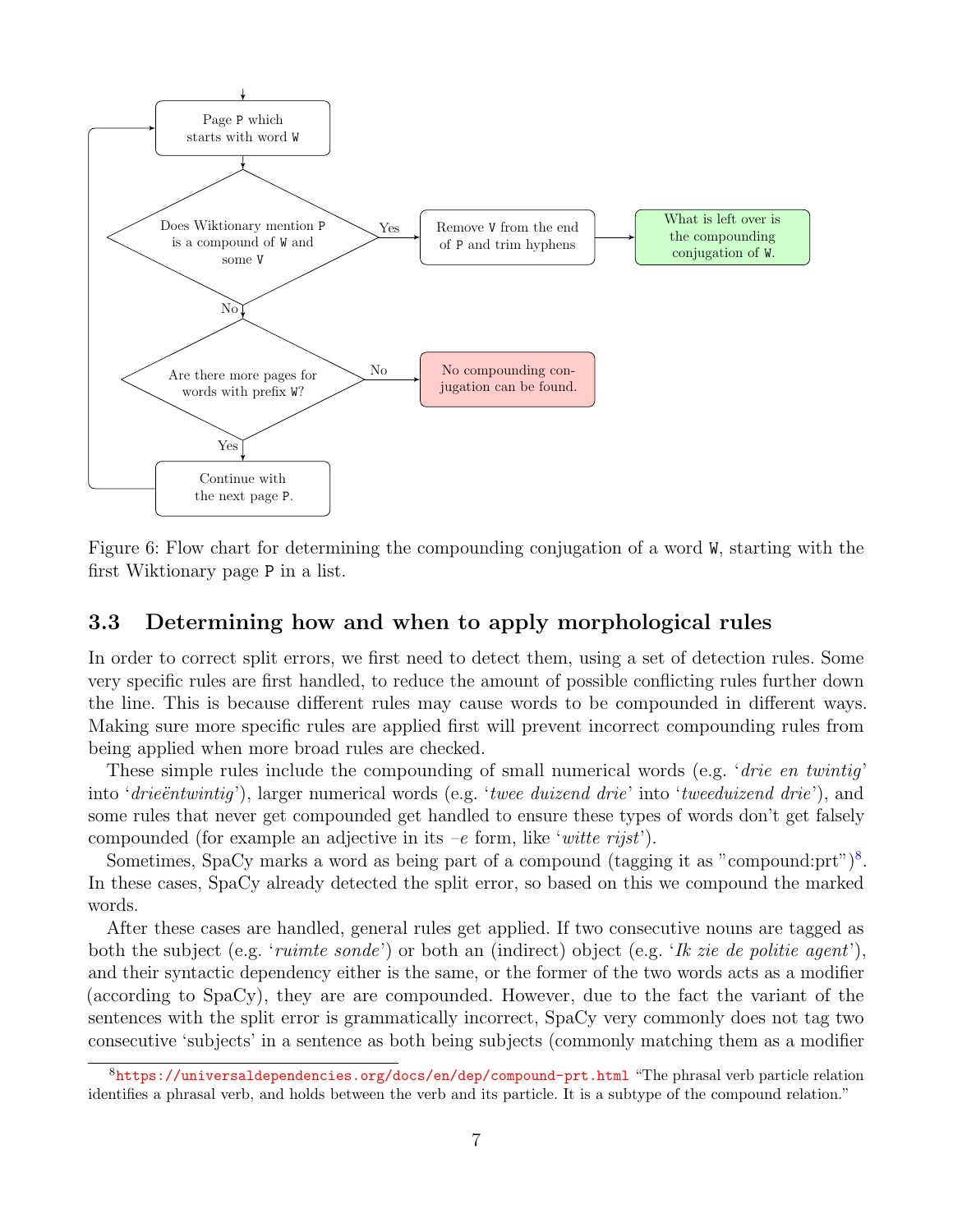Page P which starts with word W

Does Wiktionary mention P is a compound of W and some V

Yes → Remove V from the end of P and trim hyphens → What is left over is the compounding conjugation of W.

No → Are there more pages for words with prefix W?

No → No compounding conjugation can be found.

Yes → Continue with the next page P.

Figure 6: Flow chart for determining the compounding conjugation of a word W, starting with the first Wiktionary page P in a list.

## 3.3 Determining how and when to apply morphological rules

In order to correct split errors, we first need to detect them, using a set of detection rules. Some very specific rules are first handled, to reduce the amount of possible conflicting rules further down the line. This is because different rules may cause words to be compounded in different ways. Making sure more specific rules are applied first will prevent incorrect compounding rules from being applied when more broad rules are checked.

These simple rules include the compounding of small numerical words (e.g. '*drie en twintig*' into '*drieëntwintig*'), larger numerical words (e.g. '*twee duizend drie*' into '*tweeduizend drie*'), and some rules that never get compounded get handled to ensure these types of words don't get falsely compounded (for example an adjective in its –*e* form, like '*witte rijst*').

Sometimes, SpaCy marks a word as being part of a compound (tagging it as "compound:prt")[8]. In these cases, SpaCy already detected the split error, so based on this we compound the marked words.

After these cases are handled, general rules get applied. If two consecutive nouns are tagged as both the subject (e.g. '*ruimte sonde*') or both an (indirect) object (e.g. '*Ik zie de politie agent*'), and their syntactic dependency either is the same, or the former of the two words acts as a modifier (according to SpaCy), they are are compounded. However, due to the fact the variant of the sentences with the split error is grammatically incorrect, SpaCy very commonly does not tag two consecutive 'subjects' in a sentence as both being subjects (commonly matching them as a modifier

[8] https://universaldependencies.org/docs/en/dep/compound-prt.html "The phrasal verb particle relation identifies a phrasal verb, and holds between the verb and its particle. It is a subtype of the compound relation."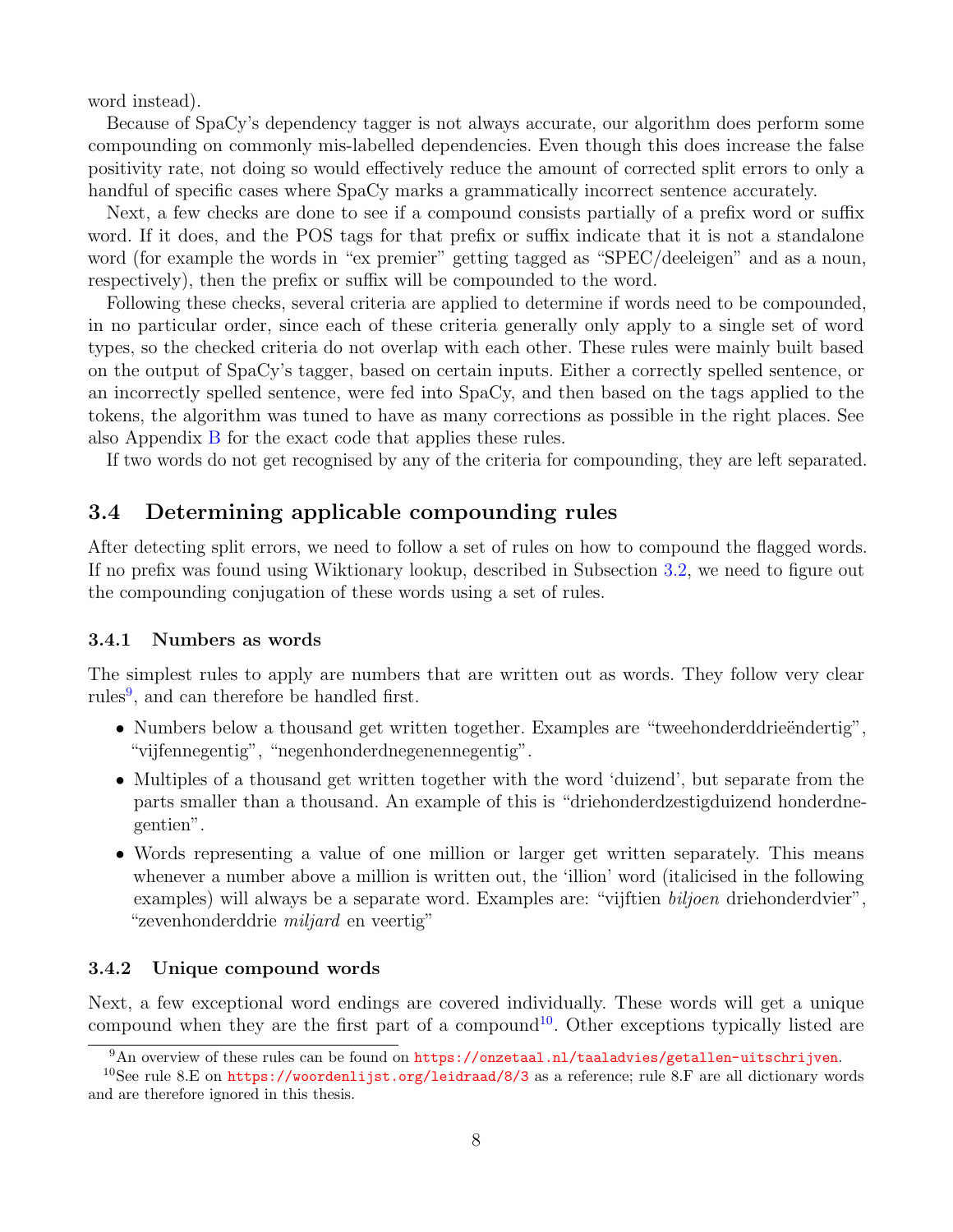word instead).

Because of SpaCy's dependency tagger is not always accurate, our algorithm does perform some compounding on commonly mis-labelled dependencies. Even though this does increase the false positivity rate, not doing so would effectively reduce the amount of corrected split errors to only a handful of specific cases where SpaCy marks a grammatically incorrect sentence accurately.

Next, a few checks are done to see if a compound consists partially of a prefix word or suffix word. If it does, and the POS tags for that prefix or suffix indicate that it is not a standalone word (for example the words in "ex premier" getting tagged as "SPEC/deeleigen" and as a noun, respectively), then the prefix or suffix will be compounded to the word.

Following these checks, several criteria are applied to determine if words need to be compounded, in no particular order, since each of these criteria generally only apply to a single set of word types, so the checked criteria do not overlap with each other. These rules were mainly built based on the output of SpaCy's tagger, based on certain inputs. Either a correctly spelled sentence, or an incorrectly spelled sentence, were fed into SpaCy, and then based on the tags applied to the tokens, the algorithm was tuned to have as many corrections as possible in the right places. See also Appendix B for the exact code that applies these rules.

If two words do not get recognised by any of the criteria for compounding, they are left separated.

## 3.4 Determining applicable compounding rules

After detecting split errors, we need to follow a set of rules on how to compound the flagged words. If no prefix was found using Wiktionary lookup, described in Subsection 3.2, we need to figure out the compounding conjugation of these words using a set of rules.

### 3.4.1 Numbers as words

The simplest rules to apply are numbers that are written out as words. They follow very clear rules[9], and can therefore be handled first.

- Numbers below a thousand get written together. Examples are "tweehonderddrieëndertig", "vijfennegentig", "negenhonderdnegenennegentig".
- Multiples of a thousand get written together with the word 'duizend', but separate from the parts smaller than a thousand. An example of this is "driehonderdzestigduizend honderdnegentien".
- Words representing a value of one million or larger get written separately. This means whenever a number above a million is written out, the 'illion' word (italicised in the following examples) will always be a separate word. Examples are: "vijftien *biljoen* driehonderdvier", "zevenhonderddrie *miljard* en veertig"

### 3.4.2 Unique compound words

Next, a few exceptional word endings are covered individually. These words will get a unique compound when they are the first part of a compound[10]. Other exceptions typically listed are

[9] An overview of these rules can be found on https://onzetaal.nl/taaladvies/getallen-uitschrijven.

[10] See rule 8.E on https://woordenlijst.org/leidraad/8/3 as a reference; rule 8.F are all dictionary words and are therefore ignored in this thesis.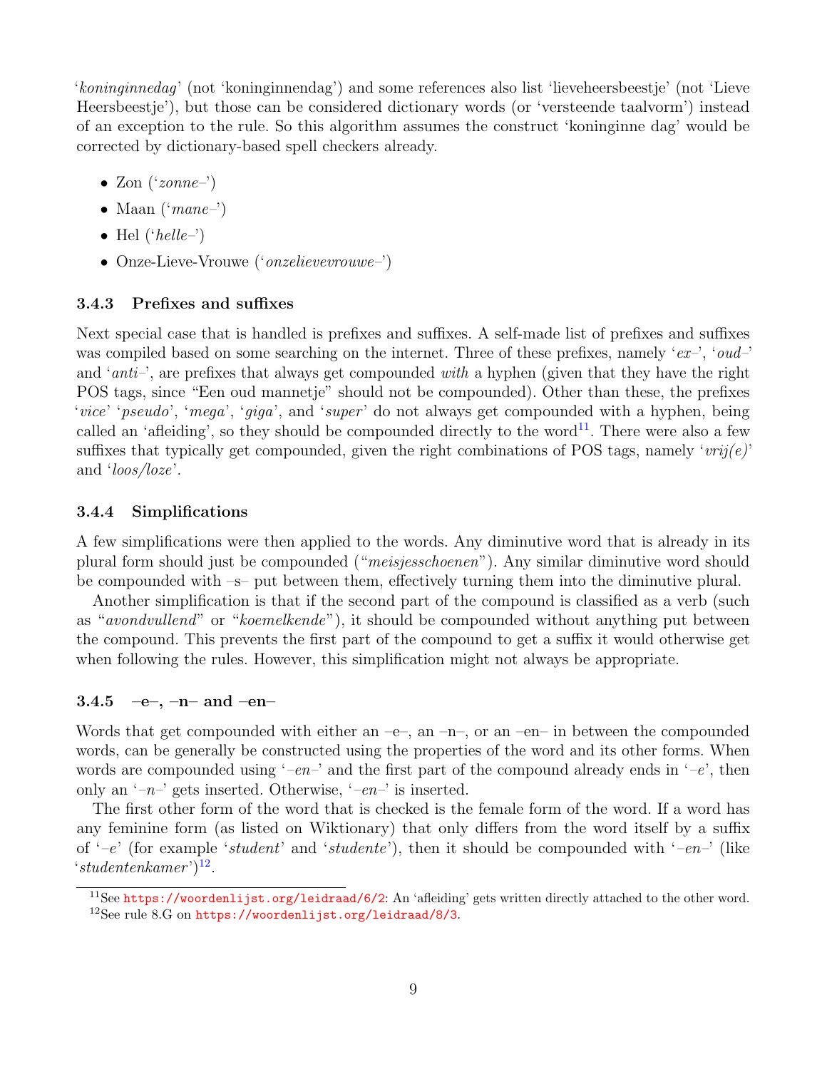'*koninginnedag*' (not 'koninginnendag') and some references also list 'lieveheersbeestje' (not 'Lieve Heersbeestje'), but those can be considered dictionary words (or 'versteende taalvorm') instead of an exception to the rule. So this algorithm assumes the construct 'koninginne dag' would be corrected by dictionary-based spell checkers already.

- Zon ('*zonne–*')
- Maan ('*mane–*')
- Hel ('*helle–*')
- Onze-Lieve-Vrouwe ('*onzelievevrouwe–*')

### 3.4.3 Prefixes and suffixes

Next special case that is handled is prefixes and suffixes. A self-made list of prefixes and suffixes was compiled based on some searching on the internet. Three of these prefixes, namely '*ex–*', '*oud–*' and '*anti–*', are prefixes that always get compounded *with* a hyphen (given that they have the right POS tags, since "Een oud mannetje" should not be compounded). Other than these, the prefixes '*vice*' '*pseudo*', '*mega*', '*giga*', and '*super*' do not always get compounded with a hyphen, being called an 'afleiding', so they should be compounded directly to the word[11]. There were also a few suffixes that typically get compounded, given the right combinations of POS tags, namely '*vrij(e)*' and '*loos/loze*'.

### 3.4.4 Simplifications

A few simplifications were then applied to the words. Any diminutive word that is already in its plural form should just be compounded ("*meisjesschoenen*"). Any similar diminutive word should be compounded with –s– put between them, effectively turning them into the diminutive plural.

Another simplification is that if the second part of the compound is classified as a verb (such as "*avondvullend*" or "*koemelkende*"), it should be compounded without anything put between the compound. This prevents the first part of the compound to get a suffix it would otherwise get when following the rules. However, this simplification might not always be appropriate.

### 3.4.5 –e–, –n– and –en–

Words that get compounded with either an –e–, an –n–, or an –en– in between the compounded words, can be generally be constructed using the properties of the word and its other forms. When words are compounded using '*–en–*' and the first part of the compound already ends in '*–e*', then only an '*–n–*' gets inserted. Otherwise, '*–en–*' is inserted.

The first other form of the word that is checked is the female form of the word. If a word has any feminine form (as listed on Wiktionary) that only differs from the word itself by a suffix of '*–e*' (for example '*student*' and '*studente*'), then it should be compounded with '*–en–*' (like '*studentenkamer*')[12].

[11] See https://woordenlijst.org/leidraad/6/2: An 'afleiding' gets written directly attached to the other word.

[12] See rule 8.G on https://woordenlijst.org/leidraad/8/3.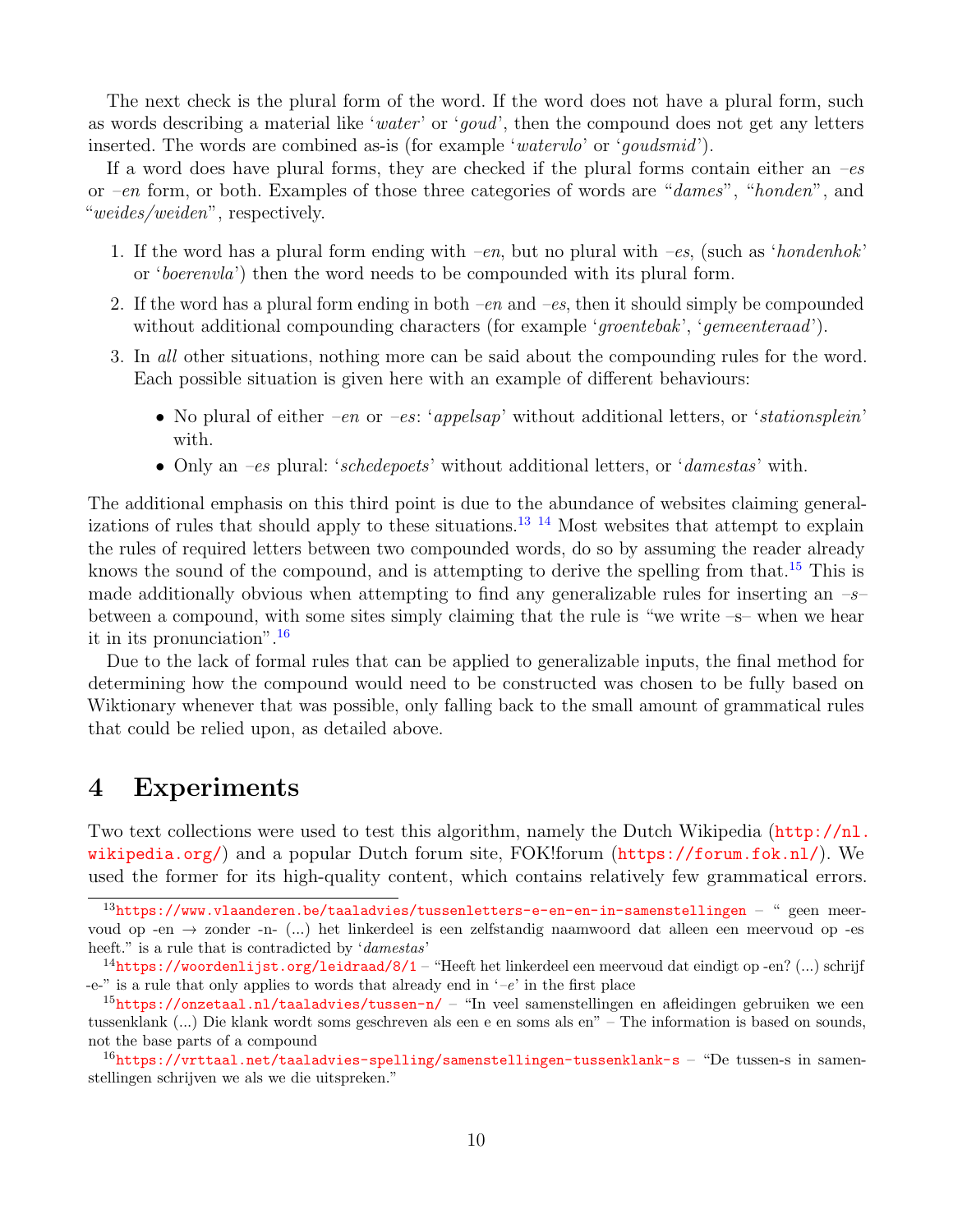The next check is the plural form of the word. If the word does not have a plural form, such as words describing a material like '*water*' or '*goud*', then the compound does not get any letters inserted. The words are combined as-is (for example '*watervlo*' or '*goudsmid*').

If a word does have plural forms, they are checked if the plural forms contain either an *–es* or *–en* form, or both. Examples of those three categories of words are "*dames*", "*honden*", and "*weides/weiden*", respectively.

1. If the word has a plural form ending with *–en*, but no plural with *–es*, (such as '*hondenhok*' or '*boerenvla*') then the word needs to be compounded with its plural form.
2. If the word has a plural form ending in both *–en* and *–es*, then it should simply be compounded without additional compounding characters (for example '*groentebak*', '*gemeenteraad*').
3. In *all* other situations, nothing more can be said about the compounding rules for the word. Each possible situation is given here with an example of different behaviours:
   - No plural of either *–en* or *–es*: '*appelsap*' without additional letters, or '*stationsplein*' with.
   - Only an *–es* plural: '*schedepoets*' without additional letters, or '*damestas*' with.

The additional emphasis on this third point is due to the abundance of websites claiming generalizations of rules that should apply to these situations.[13] [14] Most websites that attempt to explain the rules of required letters between two compounded words, do so by assuming the reader already knows the sound of the compound, and is attempting to derive the spelling from that.[15] This is made additionally obvious when attempting to find any generalizable rules for inserting an *–s–* between a compound, with some sites simply claiming that the rule is "we write –s– when we hear it in its pronunciation".[16]

Due to the lack of formal rules that can be applied to generalizable inputs, the final method for determining how the compound would need to be constructed was chosen to be fully based on Wiktionary whenever that was possible, only falling back to the small amount of grammatical rules that could be relied upon, as detailed above.

## 4 Experiments

Two text collections were used to test this algorithm, namely the Dutch Wikipedia (http://nl.wikipedia.org/) and a popular Dutch forum site, FOK!forum (https://forum.fok.nl/). We used the former for its high-quality content, which contains relatively few grammatical errors.

[13] https://www.vlaanderen.be/taaladvies/tussenletters-e-en-en-in-samenstellingen – " geen meervoud op -en → zonder -n- (...) het linkerdeel is een zelfstandig naamwoord dat alleen een meervoud op -es heeft." is a rule that is contradicted by '*damestas*'

[14] https://woordenlijst.org/leidraad/8/1 – "Heeft het linkerdeel een meervoud dat eindigt op -en? (...) schrijf -e-" is a rule that only applies to words that already end in '*–e*' in the first place

[15] https://onzetaal.nl/taaladvies/tussen-n/ – "In veel samenstellingen en afleidingen gebruiken we een tussenklank (...) Die klank wordt soms geschreven als een e en soms als en" – The information is based on sounds, not the base parts of a compound

[16] https://vrttaal.net/taaladvies-spelling/samenstellingen-tussenklank-s – "De tussen-s in samenstellingen schrijven we als we die uitspreken."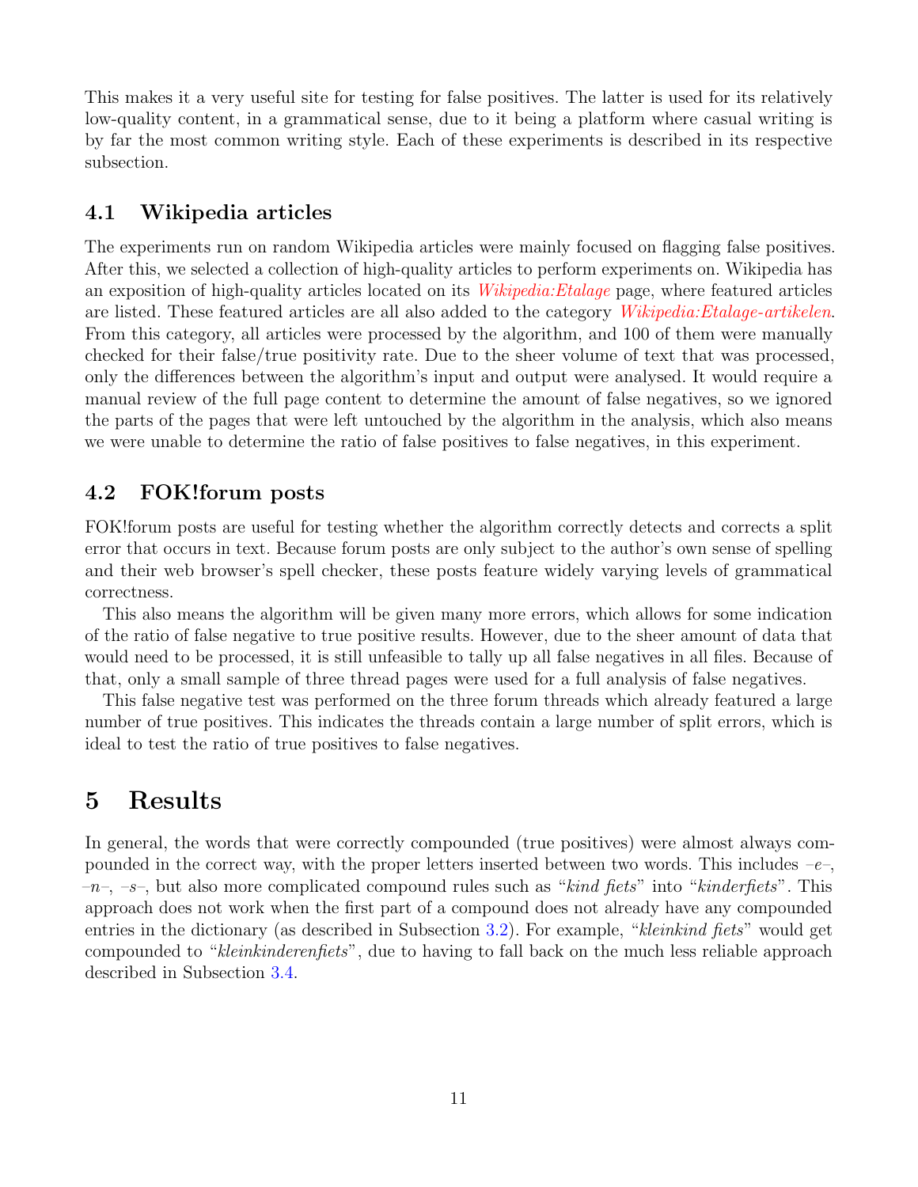This makes it a very useful site for testing for false positives. The latter is used for its relatively low-quality content, in a grammatical sense, due to it being a platform where casual writing is by far the most common writing style. Each of these experiments is described in its respective subsection.

### 4.1 Wikipedia articles

The experiments run on random Wikipedia articles were mainly focused on flagging false positives. After this, we selected a collection of high-quality articles to perform experiments on. Wikipedia has an exposition of high-quality articles located on its *Wikipedia:Etalage* page, where featured articles are listed. These featured articles are all also added to the category *Wikipedia:Etalage-artikelen*. From this category, all articles were processed by the algorithm, and 100 of them were manually checked for their false/true positivity rate. Due to the sheer volume of text that was processed, only the differences between the algorithm's input and output were analysed. It would require a manual review of the full page content to determine the amount of false negatives, so we ignored the parts of the pages that were left untouched by the algorithm in the analysis, which also means we were unable to determine the ratio of false positives to false negatives, in this experiment.

### 4.2 FOK!forum posts

FOK!forum posts are useful for testing whether the algorithm correctly detects and corrects a split error that occurs in text. Because forum posts are only subject to the author's own sense of spelling and their web browser's spell checker, these posts feature widely varying levels of grammatical correctness.

This also means the algorithm will be given many more errors, which allows for some indication of the ratio of false negative to true positive results. However, due to the sheer amount of data that would need to be processed, it is still unfeasible to tally up all false negatives in all files. Because of that, only a small sample of three thread pages were used for a full analysis of false negatives.

This false negative test was performed on the three forum threads which already featured a large number of true positives. This indicates the threads contain a large number of split errors, which is ideal to test the ratio of true positives to false negatives.

## 5 Results

In general, the words that were correctly compounded (true positives) were almost always compounded in the correct way, with the proper letters inserted between two words. This includes –*e*–, –*n*–, –*s*–, but also more complicated compound rules such as "*kind fiets*" into "*kinderfiets*". This approach does not work when the first part of a compound does not already have any compounded entries in the dictionary (as described in Subsection 3.2). For example, "*kleinkind fiets*" would get compounded to "*kleinkinderenfiets*", due to having to fall back on the much less reliable approach described in Subsection 3.4.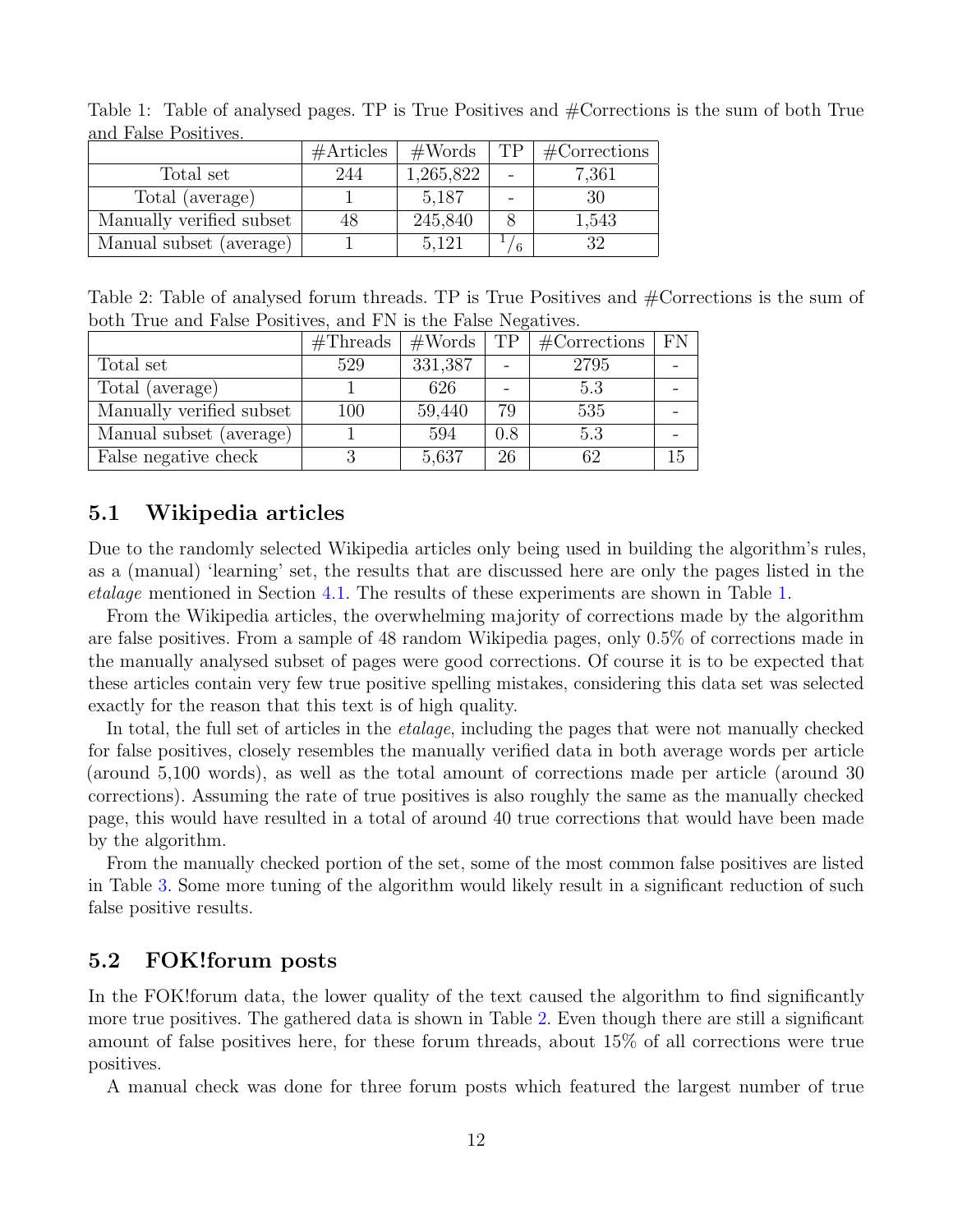Table 1: Table of analysed pages. TP is True Positives and #Corrections is the sum of both True and False Positives.

| | #Articles | #Words | TP | #Corrections |
|---|---|---|---|---|
| Total set | 244 | 1,265,822 | - | 7,361 |
| Total (average) | 1 | 5,187 | - | 30 |
| Manually verified subset | 48 | 245,840 | 8 | 1,543 |
| Manual subset (average) | 1 | 5,121 | $^{1}/_{6}$ | 32 |

Table 2: Table of analysed forum threads. TP is True Positives and #Corrections is the sum of both True and False Positives, and FN is the False Negatives.

| | #Threads | #Words | TP | #Corrections | FN |
|---|---|---|---|---|---|
| Total set | 529 | 331,387 | - | 2795 | - |
| Total (average) | 1 | 626 | - | 5.3 | - |
| Manually verified subset | 100 | 59,440 | 79 | 535 | - |
| Manual subset (average) | 1 | 594 | 0.8 | 5.3 | - |
| False negative check | 3 | 5,637 | 26 | 62 | 15 |

## 5.1 Wikipedia articles

Due to the randomly selected Wikipedia articles only being used in building the algorithm's rules, as a (manual) 'learning' set, the results that are discussed here are only the pages listed in the *etalage* mentioned in Section 4.1. The results of these experiments are shown in Table 1.

From the Wikipedia articles, the overwhelming majority of corrections made by the algorithm are false positives. From a sample of 48 random Wikipedia pages, only 0.5% of corrections made in the manually analysed subset of pages were good corrections. Of course it is to be expected that these articles contain very few true positive spelling mistakes, considering this data set was selected exactly for the reason that this text is of high quality.

In total, the full set of articles in the *etalage*, including the pages that were not manually checked for false positives, closely resembles the manually verified data in both average words per article (around 5,100 words), as well as the total amount of corrections made per article (around 30 corrections). Assuming the rate of true positives is also roughly the same as the manually checked page, this would have resulted in a total of around 40 true corrections that would have been made by the algorithm.

From the manually checked portion of the set, some of the most common false positives are listed in Table 3. Some more tuning of the algorithm would likely result in a significant reduction of such false positive results.

## 5.2 FOK!forum posts

In the FOK!forum data, the lower quality of the text caused the algorithm to find significantly more true positives. The gathered data is shown in Table 2. Even though there are still a significant amount of false positives here, for these forum threads, about 15% of all corrections were true positives.

A manual check was done for three forum posts which featured the largest number of true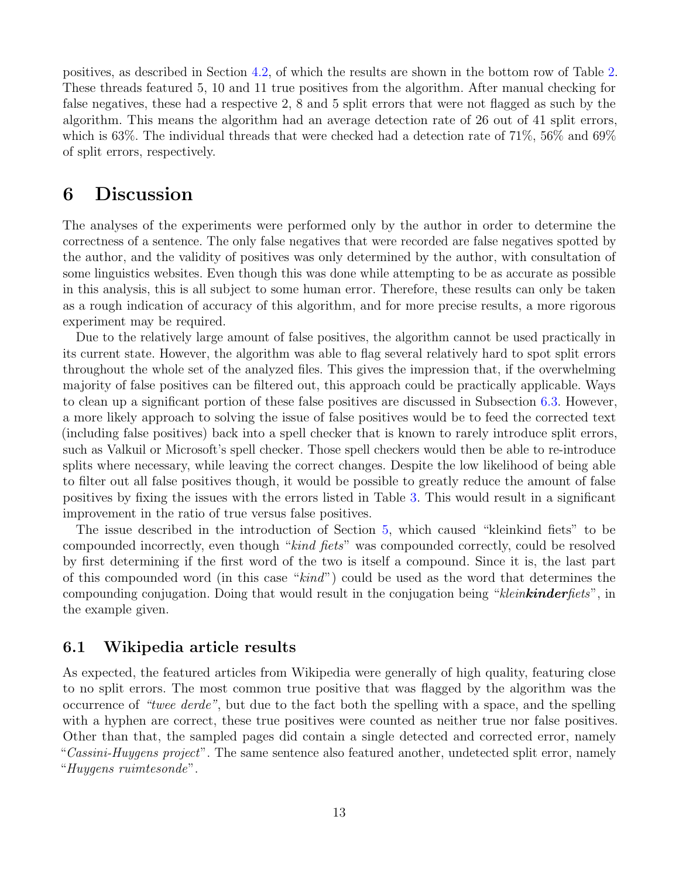positives, as described in Section 4.2, of which the results are shown in the bottom row of Table 2. These threads featured 5, 10 and 11 true positives from the algorithm. After manual checking for false negatives, these had a respective 2, 8 and 5 split errors that were not flagged as such by the algorithm. This means the algorithm had an average detection rate of 26 out of 41 split errors, which is 63%. The individual threads that were checked had a detection rate of 71%, 56% and 69% of split errors, respectively.

# 6 Discussion

The analyses of the experiments were performed only by the author in order to determine the correctness of a sentence. The only false negatives that were recorded are false negatives spotted by the author, and the validity of positives was only determined by the author, with consultation of some linguistics websites. Even though this was done while attempting to be as accurate as possible in this analysis, this is all subject to some human error. Therefore, these results can only be taken as a rough indication of accuracy of this algorithm, and for more precise results, a more rigorous experiment may be required.

Due to the relatively large amount of false positives, the algorithm cannot be used practically in its current state. However, the algorithm was able to flag several relatively hard to spot split errors throughout the whole set of the analyzed files. This gives the impression that, if the overwhelming majority of false positives can be filtered out, this approach could be practically applicable. Ways to clean up a significant portion of these false positives are discussed in Subsection 6.3. However, a more likely approach to solving the issue of false positives would be to feed the corrected text (including false positives) back into a spell checker that is known to rarely introduce split errors, such as Valkuil or Microsoft's spell checker. Those spell checkers would then be able to re-introduce splits where necessary, while leaving the correct changes. Despite the low likelihood of being able to filter out all false positives though, it would be possible to greatly reduce the amount of false positives by fixing the issues with the errors listed in Table 3. This would result in a significant improvement in the ratio of true versus false positives.

The issue described in the introduction of Section 5, which caused "kleinkind fiets" to be compounded incorrectly, even though "*kind fiets*" was compounded correctly, could be resolved by first determining if the first word of the two is itself a compound. Since it is, the last part of this compounded word (in this case "*kind*") could be used as the word that determines the compounding conjugation. Doing that would result in the conjugation being "*klein**kinder**fiets*", in the example given.

## 6.1 Wikipedia article results

As expected, the featured articles from Wikipedia were generally of high quality, featuring close to no split errors. The most common true positive that was flagged by the algorithm was the occurrence of *"twee derde"*, but due to the fact both the spelling with a space, and the spelling with a hyphen are correct, these true positives were counted as neither true nor false positives. Other than that, the sampled pages did contain a single detected and corrected error, namely "*Cassini-Huygens project*". The same sentence also featured another, undetected split error, namely "*Huygens ruimtesonde*".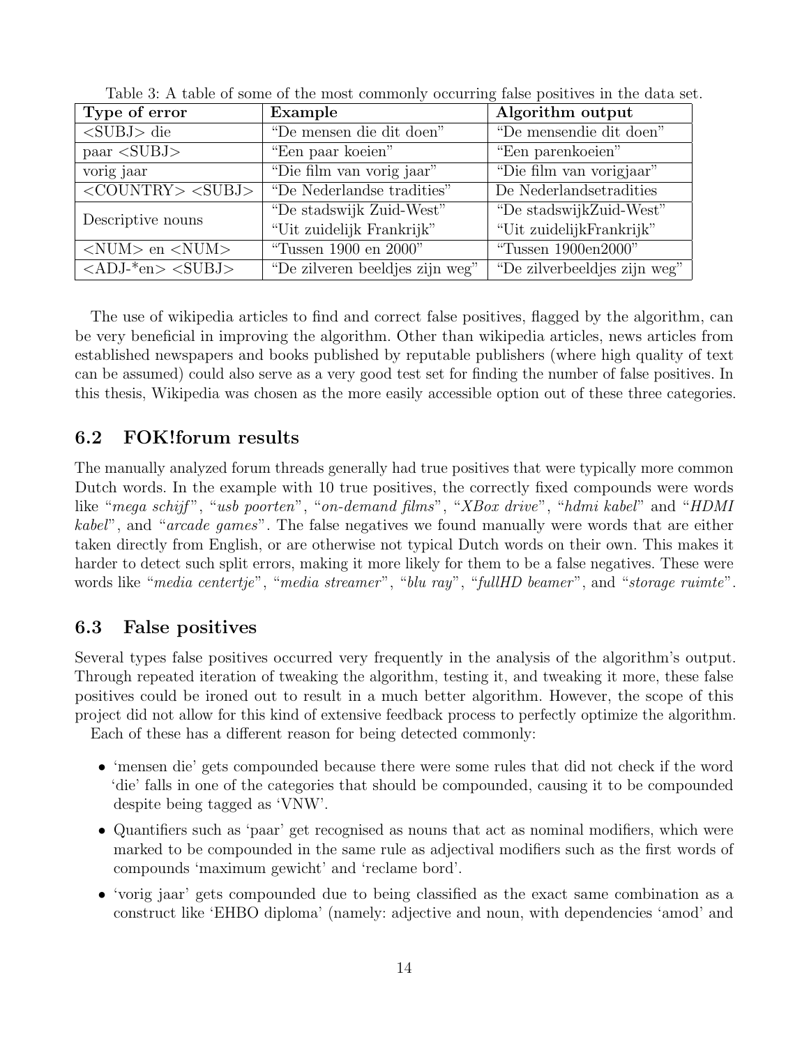Table 3: A table of some of the most commonly occurring false positives in the data set.

| Type of error | Example | Algorithm output |
|---|---|---|
| <SUBJ> die | "De mensen die dit doen" | "De mensendie dit doen" |
| paar <SUBJ> | "Een paar koeien" | "Een parenkoeien" |
| vorig jaar | "Die film van vorig jaar" | "Die film van vorigjaar" |
| <COUNTRY> <SUBJ> | "De Nederlandse tradities" | De Nederlandsetradities |
| Descriptive nouns | "De stadswijk Zuid-West" "Uit zuidelijk Frankrijk" | "De stadswijkZuid-West" "Uit zuidelijkFrankrijk" |
| <NUM> en <NUM> | "Tussen 1900 en 2000" | "Tussen 1900en2000" |
| <ADJ-*en> <SUBJ> | "De zilveren beeldjes zijn weg" | "De zilverbeeldjes zijn weg" |

The use of wikipedia articles to find and correct false positives, flagged by the algorithm, can be very beneficial in improving the algorithm. Other than wikipedia articles, news articles from established newspapers and books published by reputable publishers (where high quality of text can be assumed) could also serve as a very good test set for finding the number of false positives. In this thesis, Wikipedia was chosen as the more easily accessible option out of these three categories.

## 6.2 FOK!forum results

The manually analyzed forum threads generally had true positives that were typically more common Dutch words. In the example with 10 true positives, the correctly fixed compounds were words like "*mega schijf*", "*usb poorten*", "*on-demand films*", "*XBox drive*", "*hdmi kabel*" and "*HDMI kabel*", and "*arcade games*". The false negatives we found manually were words that are either taken directly from English, or are otherwise not typical Dutch words on their own. This makes it harder to detect such split errors, making it more likely for them to be a false negatives. These were words like "*media centertje*", "*media streamer*", "*blu ray*", "*fullHD beamer*", and "*storage ruimte*".

## 6.3 False positives

Several types false positives occurred very frequently in the analysis of the algorithm's output. Through repeated iteration of tweaking the algorithm, testing it, and tweaking it more, these false positives could be ironed out to result in a much better algorithm. However, the scope of this project did not allow for this kind of extensive feedback process to perfectly optimize the algorithm.

Each of these has a different reason for being detected commonly:

- 'mensen die' gets compounded because there were some rules that did not check if the word 'die' falls in one of the categories that should be compounded, causing it to be compounded despite being tagged as 'VNW'.
- Quantifiers such as 'paar' get recognised as nouns that act as nominal modifiers, which were marked to be compounded in the same rule as adjectival modifiers such as the first words of compounds 'maximum gewicht' and 'reclame bord'.
- 'vorig jaar' gets compounded due to being classified as the exact same combination as a construct like 'EHBO diploma' (namely: adjective and noun, with dependencies 'amod' and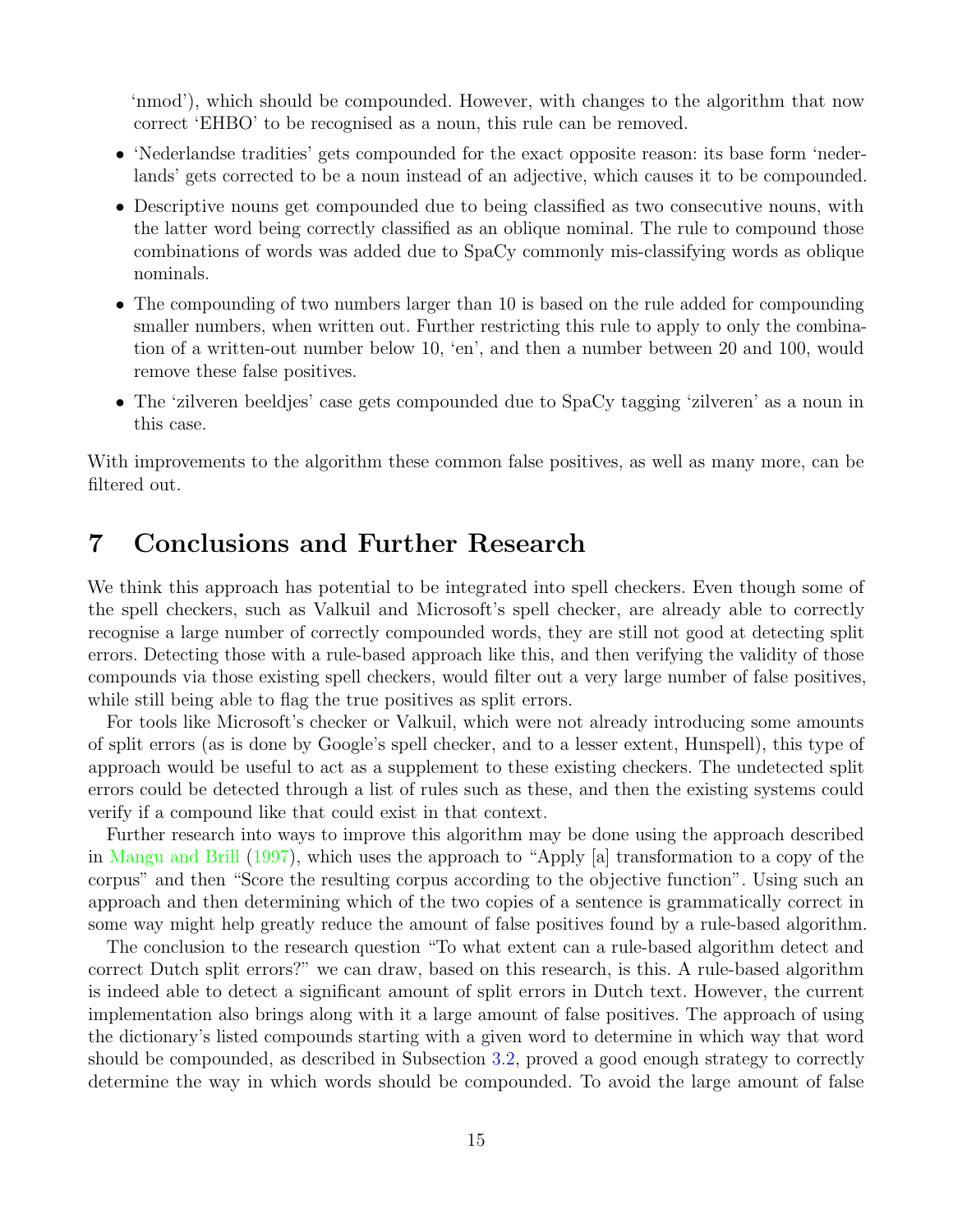'nmod'), which should be compounded. However, with changes to the algorithm that now correct 'EHBO' to be recognised as a noun, this rule can be removed.

- 'Nederlandse tradities' gets compounded for the exact opposite reason: its base form 'nederlands' gets corrected to be a noun instead of an adjective, which causes it to be compounded.
- Descriptive nouns get compounded due to being classified as two consecutive nouns, with the latter word being correctly classified as an oblique nominal. The rule to compound those combinations of words was added due to SpaCy commonly mis-classifying words as oblique nominals.
- The compounding of two numbers larger than 10 is based on the rule added for compounding smaller numbers, when written out. Further restricting this rule to apply to only the combination of a written-out number below 10, 'en', and then a number between 20 and 100, would remove these false positives.
- The 'zilveren beeldjes' case gets compounded due to SpaCy tagging 'zilveren' as a noun in this case.

With improvements to the algorithm these common false positives, as well as many more, can be filtered out.

# 7 Conclusions and Further Research

We think this approach has potential to be integrated into spell checkers. Even though some of the spell checkers, such as Valkuil and Microsoft's spell checker, are already able to correctly recognise a large number of correctly compounded words, they are still not good at detecting split errors. Detecting those with a rule-based approach like this, and then verifying the validity of those compounds via those existing spell checkers, would filter out a very large number of false positives, while still being able to flag the true positives as split errors.

For tools like Microsoft's checker or Valkuil, which were not already introducing some amounts of split errors (as is done by Google's spell checker, and to a lesser extent, Hunspell), this type of approach would be useful to act as a supplement to these existing checkers. The undetected split errors could be detected through a list of rules such as these, and then the existing systems could verify if a compound like that could exist in that context.

Further research into ways to improve this algorithm may be done using the approach described in Mangu and Brill (1997), which uses the approach to "Apply [a] transformation to a copy of the corpus" and then "Score the resulting corpus according to the objective function". Using such an approach and then determining which of the two copies of a sentence is grammatically correct in some way might help greatly reduce the amount of false positives found by a rule-based algorithm.

The conclusion to the research question "To what extent can a rule-based algorithm detect and correct Dutch split errors?" we can draw, based on this research, is this. A rule-based algorithm is indeed able to detect a significant amount of split errors in Dutch text. However, the current implementation also brings along with it a large amount of false positives. The approach of using the dictionary's listed compounds starting with a given word to determine in which way that word should be compounded, as described in Subsection 3.2, proved a good enough strategy to correctly determine the way in which words should be compounded. To avoid the large amount of false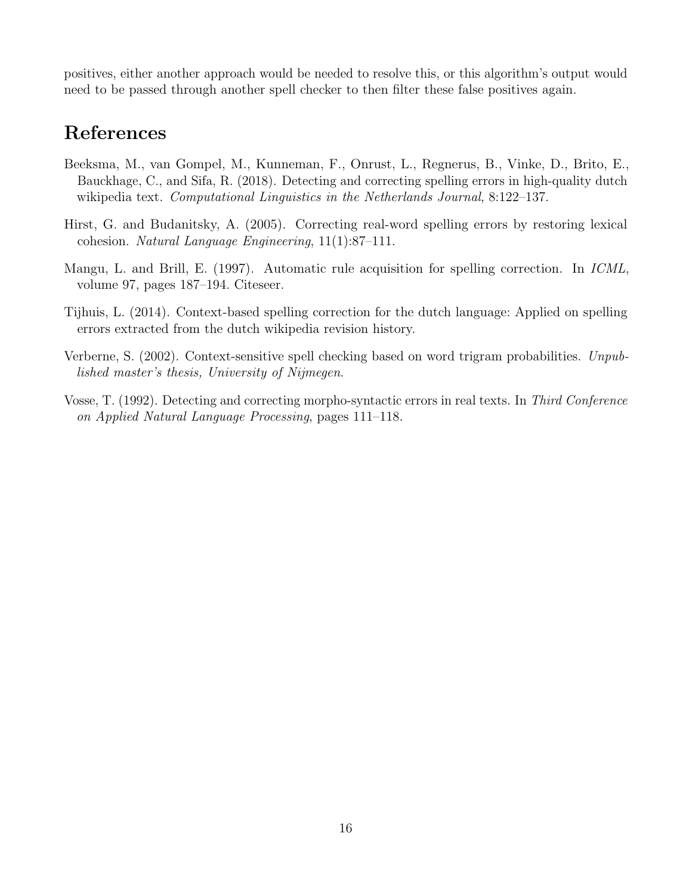positives, either another approach would be needed to resolve this, or this algorithm's output would need to be passed through another spell checker to then filter these false positives again.

# References

Beeksma, M., van Gompel, M., Kunneman, F., Onrust, L., Regnerus, B., Vinke, D., Brito, E., Bauckhage, C., and Sifa, R. (2018). Detecting and correcting spelling errors in high-quality dutch wikipedia text. *Computational Linguistics in the Netherlands Journal*, 8:122–137.

Hirst, G. and Budanitsky, A. (2005). Correcting real-word spelling errors by restoring lexical cohesion. *Natural Language Engineering*, 11(1):87–111.

Mangu, L. and Brill, E. (1997). Automatic rule acquisition for spelling correction. In *ICML*, volume 97, pages 187–194. Citeseer.

Tijhuis, L. (2014). Context-based spelling correction for the dutch language: Applied on spelling errors extracted from the dutch wikipedia revision history.

Verberne, S. (2002). Context-sensitive spell checking based on word trigram probabilities. *Unpublished master's thesis, University of Nijmegen*.

Vosse, T. (1992). Detecting and correcting morpho-syntactic errors in real texts. In *Third Conference on Applied Natural Language Processing*, pages 111–118.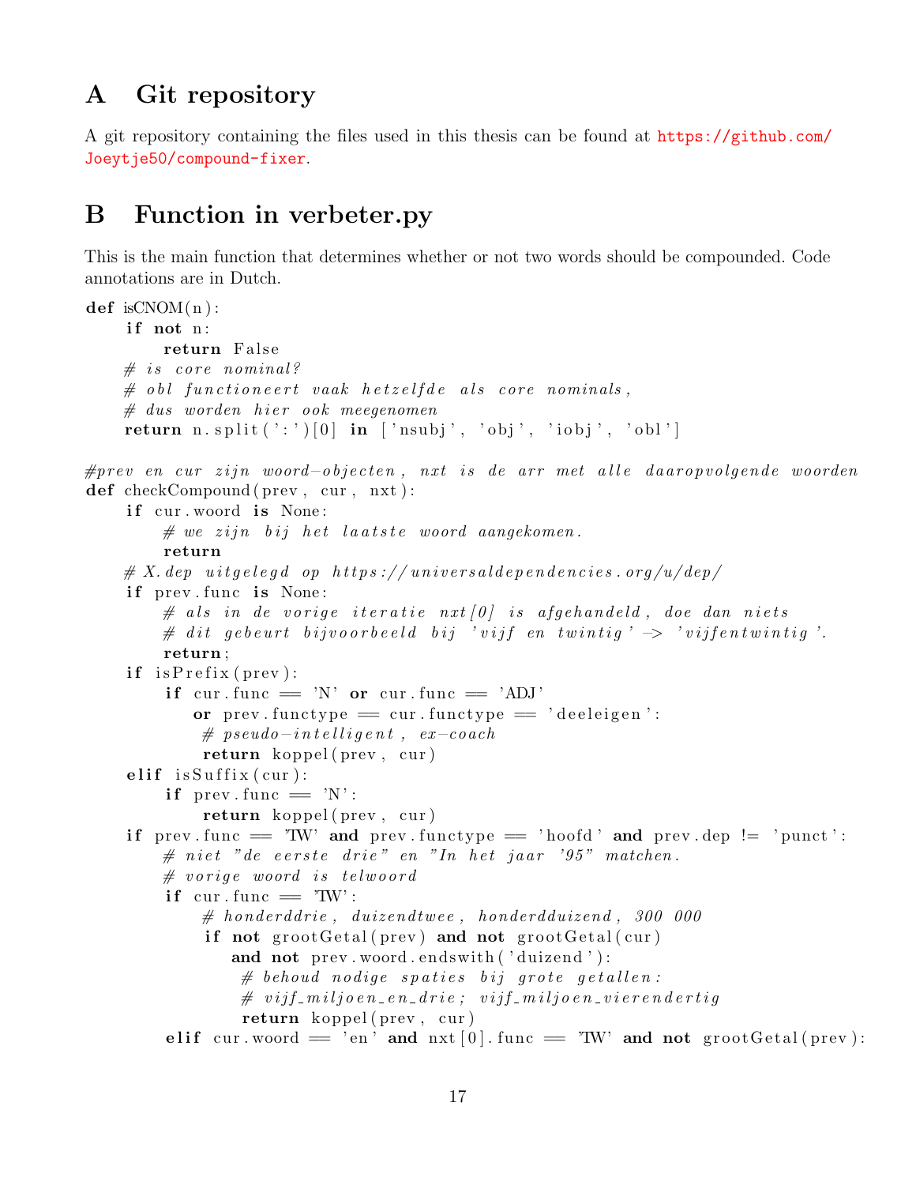# A Git repository

A git repository containing the files used in this thesis can be found at https://github.com/Joeytje50/compound-fixer.

# B Function in verbeter.py

This is the main function that determines whether or not two words should be compounded. Code annotations are in Dutch.

```
def isCNOM(n):
    if not n:
        return False
    # is core nominal?
    # obl functioneert vaak hetzelfde als core nominals,
    # dus worden hier ook meegenomen
    return n.split(':')[0] in ['nsubj', 'obj', 'iobj', 'obl']

#prev en cur zijn woord-objecten, nxt is de arr met alle daaropvolgende woorden
def checkCompound(prev, cur, nxt):
    if cur.woord is None:
        # we zijn bij het laatste woord aangekomen.
        return
    # X.dep uitgelegd op https://universaldependencies.org/u/dep/
    if prev.func is None:
        # als in de vorige iteratie nxt[0] is afgehandeld, doe dan niets
        # dit gebeurt bijvoorbeeld bij 'vijf en twintig' -> 'vijfentwintig'.
        return;
    if isPrefix(prev):
        if cur.func == 'N' or cur.func == 'ADJ'
           or prev.functype == cur.functype == 'deeleigen':
            # pseudo-intelligent, ex-coach
            return koppel(prev, cur)
    elif isSuffix(cur):
        if prev.func == 'N':
            return koppel(prev, cur)
    if prev.func == 'TW' and prev.functype == 'hoofd' and prev.dep != 'punct':
        # niet "de eerste drie" en "In het jaar '95" matchen.
        # vorige woord is telwoord
        if cur.func == 'TW':
            # honderddrie, duizendtwee, honderdduizend, 300 000
            if not grootGetal(prev) and not grootGetal(cur)
               and not prev.woord.endswith('duizend'):
                # behoud nodige spaties bij grote getallen:
                # vijf_miljoen_en_drie; vijf_miljoen_vierendertig
                return koppel(prev, cur)
        elif cur.woord == 'en' and nxt[0].func == 'TW' and not grootGetal(prev):
```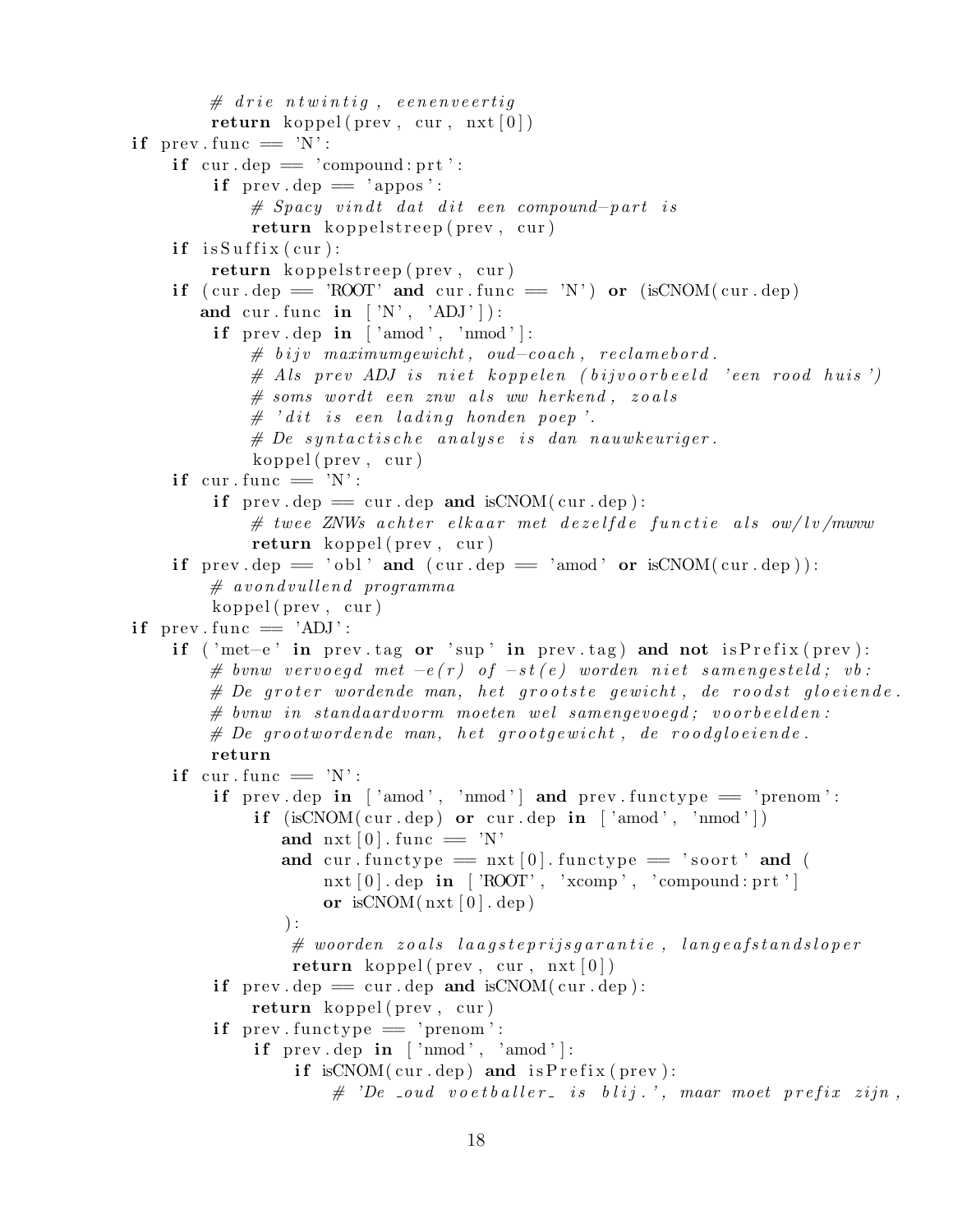```
            # drie ntwintig, eenenveertig
            return koppel(prev, cur, nxt[0])
    if prev.func == 'N':
        if cur.dep == 'compound:prt':
            if prev.dep == 'appos':
                # Spacy vindt dat dit een compound-part is
                return koppelstreep(prev, cur)
        if isSuffix(cur):
            return koppelstreep(prev, cur)
        if (cur.dep == 'ROOT' and cur.func == 'N') or (isCNOM(cur.dep)
           and cur.func in ['N', 'ADJ']):
            if prev.dep in ['amod', 'nmod']:
                # bijv maximumgewicht, oud-coach, reclamebord.
                # Als prev ADJ is niet koppelen (bijvoorbeeld 'een rood huis')
                # soms wordt een znw als ww herkend, zoals
                # 'dit is een lading honden poep'.
                # De syntactische analyse is dan nauwkeuriger.
                koppel(prev, cur)
        if cur.func == 'N':
            if prev.dep == cur.dep and isCNOM(cur.dep):
                # twee ZNWs achter elkaar met dezelfde functie als ow/lv/mwvw
                return koppel(prev, cur)
        if prev.dep == 'obl' and (cur.dep == 'amod' or isCNOM(cur.dep)):
            # avondvullend programma
            koppel(prev, cur)
    if prev.func == 'ADJ':
        if ('met-e' in prev.tag or 'sup' in prev.tag) and not isPrefix(prev):
            # bvnw vervoegd met -e(r) of -st(e) worden niet samengesteld; vb:
            # De groter wordende man, het grootste gewicht, de roodst gloeiende.
            # bvnw in standaardvorm moeten wel samengevoegd; voorbeelden:
            # De grootwordende man, het grootgewicht, de roodgloeiende.
            return
        if cur.func == 'N':
            if prev.dep in ['amod', 'nmod'] and prev.functype == 'prenom':
                if (isCNOM(cur.dep) or cur.dep in ['amod', 'nmod'])
                   and nxt[0].func == 'N'
                   and cur.functype == nxt[0].functype == 'soort' and (
                       nxt[0].dep in ['ROOT', 'xcomp', 'compound:prt']
                       or isCNOM(nxt[0].dep)
                   ):
                    # woorden zoals laagsteprijsgarantie, langeafstandsloper
                    return koppel(prev, cur, nxt[0])
            if prev.dep == cur.dep and isCNOM(cur.dep):
                return koppel(prev, cur)
            if prev.functype == 'prenom':
                if prev.dep in ['nmod', 'amod']:
                    if isCNOM(cur.dep) and isPrefix(prev):
                        # 'De _oud voetballer_ is blij.', maar moet prefix zijn,
```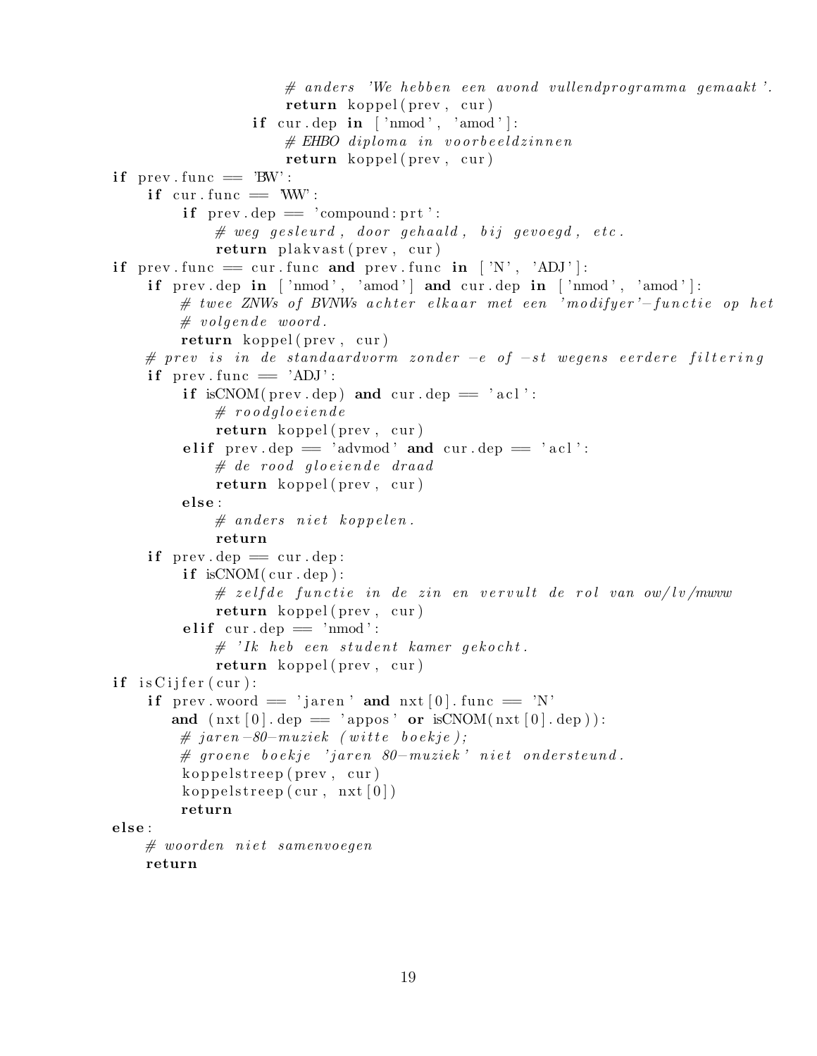```
                    # anders 'We hebben een avond vullendprogramma gemaakt'.
                    return koppel(prev, cur)
                if cur.dep in ['nmod', 'amod']:
                    # EHBO diploma in voorbeeldzinnen
                    return koppel(prev, cur)
if prev.func == 'BW':
    if cur.func == 'WW':
        if prev.dep == 'compound:prt':
            # weg gesleurd, door gehaald, bij gevoegd, etc.
            return plakvast(prev, cur)
if prev.func == cur.func and prev.func in ['N', 'ADJ']:
    if prev.dep in ['nmod', 'amod'] and cur.dep in ['nmod', 'amod']:
        # twee ZNWs of BVNWs achter elkaar met een 'modifyer'-functie op het
        # volgende woord.
        return koppel(prev, cur)
    # prev is in de standaardvorm zonder -e of -st wegens eerdere filtering
    if prev.func == 'ADJ':
        if isCNOM(prev.dep) and cur.dep == 'acl':
            # roodgloeiende
            return koppel(prev, cur)
        elif prev.dep == 'advmod' and cur.dep == 'acl':
            # de rood gloeiende draad
            return koppel(prev, cur)
        else:
            # anders niet koppelen.
            return
    if prev.dep == cur.dep:
        if isCNOM(cur.dep):
            # zelfde functie in de zin en vervult de rol van ow/lv/mwvw
            return koppel(prev, cur)
        elif cur.dep == 'nmod':
            # 'Ik heb een student kamer gekocht.
            return koppel(prev, cur)
if isCijfer(cur):
    if prev.woord == 'jaren' and nxt[0].func == 'N'
       and (nxt[0].dep == 'appos' or isCNOM(nxt[0].dep)):
        # jaren-80-muziek (witte boekje);
        # groene boekje 'jaren 80-muziek' niet ondersteund.
        koppelstreep(prev, cur)
        koppelstreep(cur, nxt[0])
        return
else:
    # woorden niet samenvoegen
    return
```